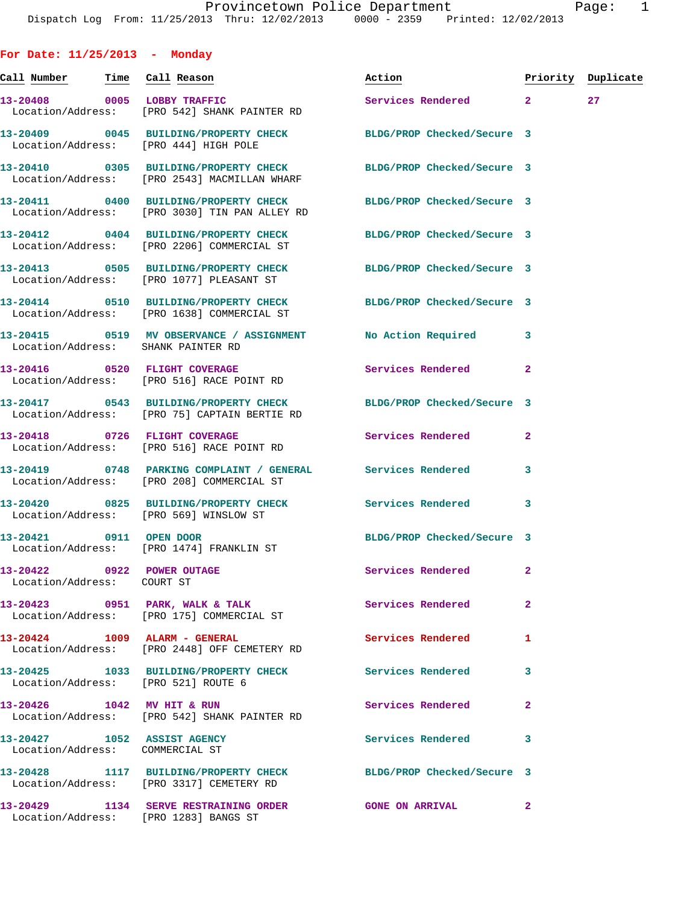# Provincetown Police Department

Dispatch Log From: 11/25/2013 Thru: 12/02/2013 0000 - 2359 Printed: 12/02/2013

## For Date: 11/25/2013 - Monday

| Call Number | Time | Call Reason | Action | Priority | Duplicate |
|---|---|---|---|---|---|
| 13-20408 | 0005 | LOBBY TRAFFIC | Services Rendered | 2 | 27 |
| Location/Address: | | [PRO 542] SHANK PAINTER RD | | | |
| 13-20409 | 0045 | BUILDING/PROPERTY CHECK | BLDG/PROP Checked/Secure | 3 | |
| Location/Address: | | [PRO 444] HIGH POLE | | | |
| 13-20410 | 0305 | BUILDING/PROPERTY CHECK | BLDG/PROP Checked/Secure | 3 | |
| Location/Address: | | [PRO 2543] MACMILLAN WHARF | | | |
| 13-20411 | 0400 | BUILDING/PROPERTY CHECK | BLDG/PROP Checked/Secure | 3 | |
| Location/Address: | | [PRO 3030] TIN PAN ALLEY RD | | | |
| 13-20412 | 0404 | BUILDING/PROPERTY CHECK | BLDG/PROP Checked/Secure | 3 | |
| Location/Address: | | [PRO 2206] COMMERCIAL ST | | | |
| 13-20413 | 0505 | BUILDING/PROPERTY CHECK | BLDG/PROP Checked/Secure | 3 | |
| Location/Address: | | [PRO 1077] PLEASANT ST | | | |
| 13-20414 | 0510 | BUILDING/PROPERTY CHECK | BLDG/PROP Checked/Secure | 3 | |
| Location/Address: | | [PRO 1638] COMMERCIAL ST | | | |
| 13-20415 | 0519 | MV OBSERVANCE / ASSIGNMENT | No Action Required | 3 | |
| Location/Address: | | SHANK PAINTER RD | | | |
| 13-20416 | 0520 | FLIGHT COVERAGE | Services Rendered | 2 | |
| Location/Address: | | [PRO 516] RACE POINT RD | | | |
| 13-20417 | 0543 | BUILDING/PROPERTY CHECK | BLDG/PROP Checked/Secure | 3 | |
| Location/Address: | | [PRO 75] CAPTAIN BERTIE RD | | | |
| 13-20418 | 0726 | FLIGHT COVERAGE | Services Rendered | 2 | |
| Location/Address: | | [PRO 516] RACE POINT RD | | | |
| 13-20419 | 0748 | PARKING COMPLAINT / GENERAL | Services Rendered | 3 | |
| Location/Address: | | [PRO 208] COMMERCIAL ST | | | |
| 13-20420 | 0825 | BUILDING/PROPERTY CHECK | Services Rendered | 3 | |
| Location/Address: | | [PRO 569] WINSLOW ST | | | |
| 13-20421 | 0911 | OPEN DOOR | BLDG/PROP Checked/Secure | 3 | |
| Location/Address: | | [PRO 1474] FRANKLIN ST | | | |
| 13-20422 | 0922 | POWER OUTAGE | Services Rendered | 2 | |
| Location/Address: | | COURT ST | | | |
| 13-20423 | 0951 | PARK, WALK & TALK | Services Rendered | 2 | |
| Location/Address: | | [PRO 175] COMMERCIAL ST | | | |
| 13-20424 | 1009 | ALARM - GENERAL | Services Rendered | 1 | |
| Location/Address: | | [PRO 2448] OFF CEMETERY RD | | | |
| 13-20425 | 1033 | BUILDING/PROPERTY CHECK | Services Rendered | 3 | |
| Location/Address: | | [PRO 521] ROUTE 6 | | | |
| 13-20426 | 1042 | MV HIT & RUN | Services Rendered | 2 | |
| Location/Address: | | [PRO 542] SHANK PAINTER RD | | | |
| 13-20427 | 1052 | ASSIST AGENCY | Services Rendered | 3 | |
| Location/Address: | | COMMERCIAL ST | | | |
| 13-20428 | 1117 | BUILDING/PROPERTY CHECK | BLDG/PROP Checked/Secure | 3 | |
| Location/Address: | | [PRO 3317] CEMETERY RD | | | |
| 13-20429 | 1134 | SERVE RESTRAINING ORDER | GONE ON ARRIVAL | 2 | |
| Location/Address: | | [PRO 1283] BANGS ST | | | |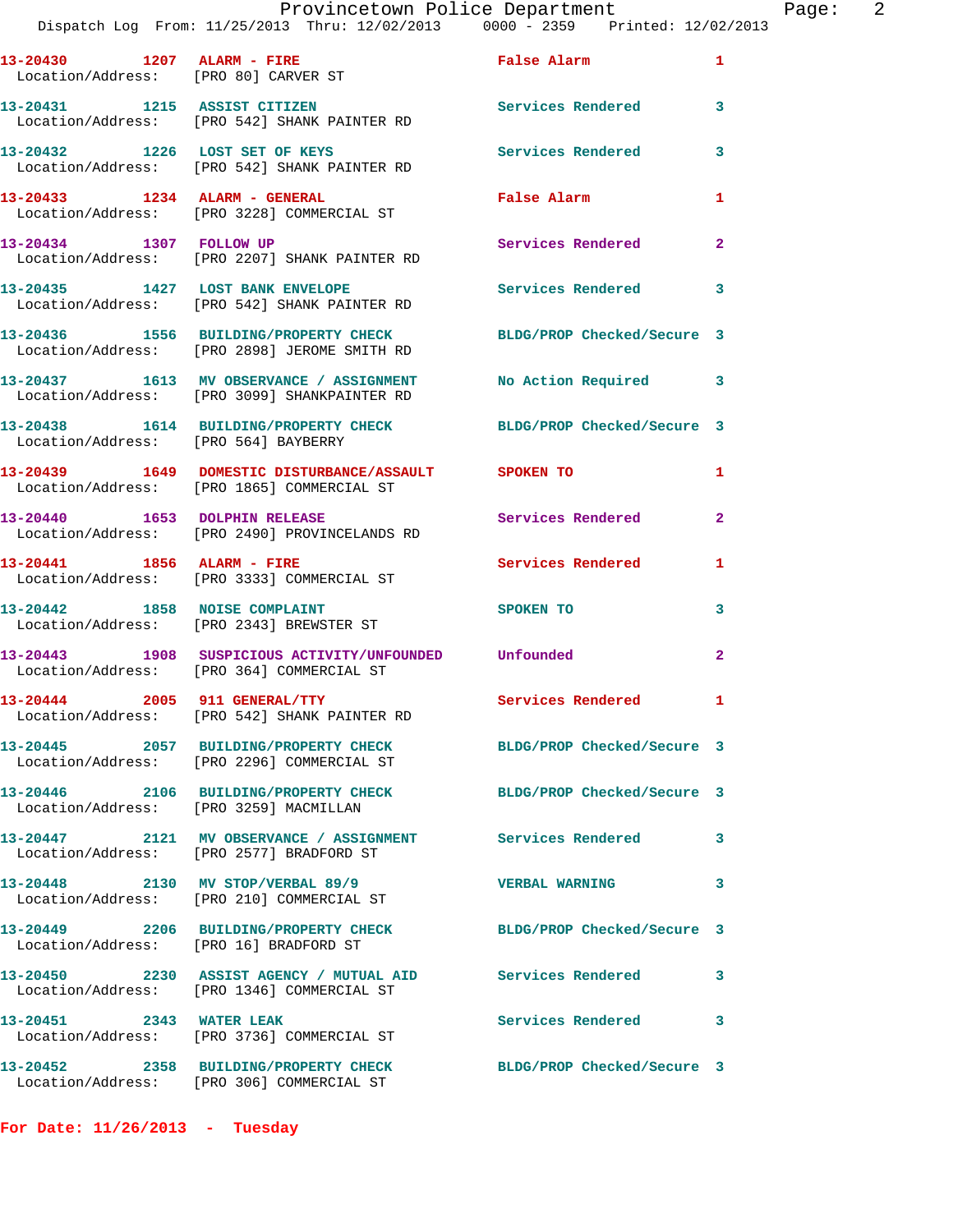13-20430 1207 ALARM - FIRE False Alarm 1
Location/Address: [PRO 80] CARVER ST

13-20431 1215 ASSIST CITIZEN Services Rendered 3
Location/Address: [PRO 542] SHANK PAINTER RD

13-20432 1226 LOST SET OF KEYS Services Rendered 3
Location/Address: [PRO 542] SHANK PAINTER RD

13-20433 1234 ALARM - GENERAL False Alarm 1
Location/Address: [PRO 3228] COMMERCIAL ST

13-20434 1307 FOLLOW UP Services Rendered 2
Location/Address: [PRO 2207] SHANK PAINTER RD

13-20435 1427 LOST BANK ENVELOPE Services Rendered 3
Location/Address: [PRO 542] SHANK PAINTER RD

13-20436 1556 BUILDING/PROPERTY CHECK BLDG/PROP Checked/Secure 3
Location/Address: [PRO 2898] JEROME SMITH RD

13-20437 1613 MV OBSERVANCE / ASSIGNMENT No Action Required 3
Location/Address: [PRO 3099] SHANKPAINTER RD

13-20438 1614 BUILDING/PROPERTY CHECK BLDG/PROP Checked/Secure 3
Location/Address: [PRO 564] BAYBERRY

13-20439 1649 DOMESTIC DISTURBANCE/ASSAULT SPOKEN TO 1
Location/Address: [PRO 1865] COMMERCIAL ST

13-20440 1653 DOLPHIN RELEASE Services Rendered 2
Location/Address: [PRO 2490] PROVINCELANDS RD

13-20441 1856 ALARM - FIRE Services Rendered 1
Location/Address: [PRO 3333] COMMERCIAL ST

13-20442 1858 NOISE COMPLAINT SPOKEN TO 3
Location/Address: [PRO 2343] BREWSTER ST

13-20443 1908 SUSPICIOUS ACTIVITY/UNFOUNDED Unfounded 2
Location/Address: [PRO 364] COMMERCIAL ST

13-20444 2005 911 GENERAL/TTY Services Rendered 1
Location/Address: [PRO 542] SHANK PAINTER RD

13-20445 2057 BUILDING/PROPERTY CHECK BLDG/PROP Checked/Secure 3
Location/Address: [PRO 2296] COMMERCIAL ST

13-20446 2106 BUILDING/PROPERTY CHECK BLDG/PROP Checked/Secure 3
Location/Address: [PRO 3259] MACMILLAN

13-20447 2121 MV OBSERVANCE / ASSIGNMENT Services Rendered 3
Location/Address: [PRO 2577] BRADFORD ST

13-20448 2130 MV STOP/VERBAL 89/9 VERBAL WARNING 3
Location/Address: [PRO 210] COMMERCIAL ST

13-20449 2206 BUILDING/PROPERTY CHECK BLDG/PROP Checked/Secure 3
Location/Address: [PRO 16] BRADFORD ST

13-20450 2230 ASSIST AGENCY / MUTUAL AID Services Rendered 3
Location/Address: [PRO 1346] COMMERCIAL ST

13-20451 2343 WATER LEAK Services Rendered 3
Location/Address: [PRO 3736] COMMERCIAL ST

13-20452 2358 BUILDING/PROPERTY CHECK BLDG/PROP Checked/Secure 3
Location/Address: [PRO 306] COMMERCIAL ST

**For Date: 11/26/2013 - Tuesday**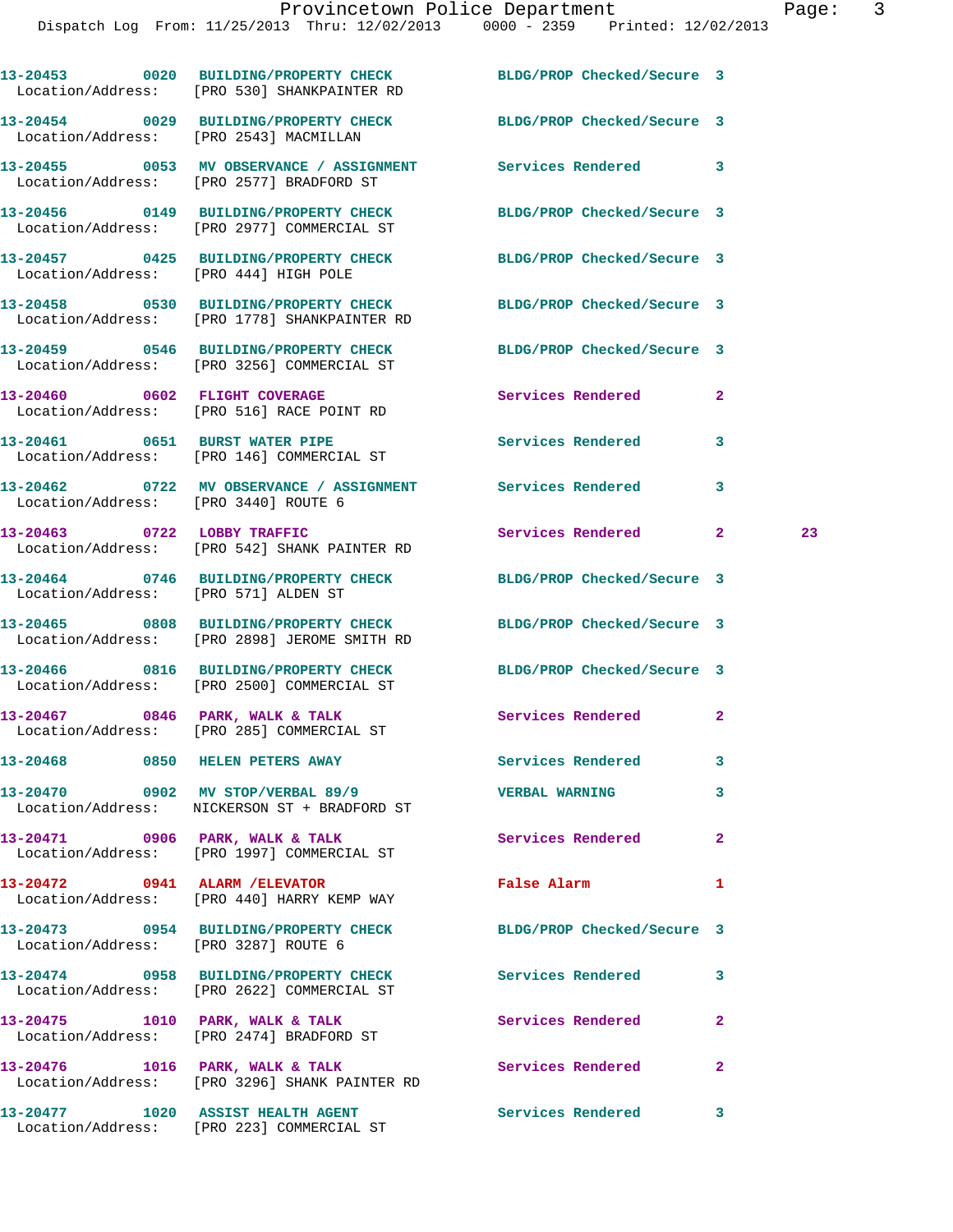13-20453 0020 BUILDING/PROPERTY CHECK BLDG/PROP Checked/Secure 3
Location/Address: [PRO 530] SHANKPAINTER RD

13-20454 0029 BUILDING/PROPERTY CHECK BLDG/PROP Checked/Secure 3
Location/Address: [PRO 2543] MACMILLAN

13-20455 0053 MV OBSERVANCE / ASSIGNMENT Services Rendered 3
Location/Address: [PRO 2577] BRADFORD ST

13-20456 0149 BUILDING/PROPERTY CHECK BLDG/PROP Checked/Secure 3
Location/Address: [PRO 2977] COMMERCIAL ST

13-20457 0425 BUILDING/PROPERTY CHECK BLDG/PROP Checked/Secure 3
Location/Address: [PRO 444] HIGH POLE

13-20458 0530 BUILDING/PROPERTY CHECK BLDG/PROP Checked/Secure 3
Location/Address: [PRO 1778] SHANKPAINTER RD

13-20459 0546 BUILDING/PROPERTY CHECK BLDG/PROP Checked/Secure 3
Location/Address: [PRO 3256] COMMERCIAL ST

13-20460 0602 FLIGHT COVERAGE Services Rendered 2
Location/Address: [PRO 516] RACE POINT RD

13-20461 0651 BURST WATER PIPE Services Rendered 3
Location/Address: [PRO 146] COMMERCIAL ST

13-20462 0722 MV OBSERVANCE / ASSIGNMENT Services Rendered 3
Location/Address: [PRO 3440] ROUTE 6

13-20463 0722 LOBBY TRAFFIC Services Rendered 2 23
Location/Address: [PRO 542] SHANK PAINTER RD

13-20464 0746 BUILDING/PROPERTY CHECK BLDG/PROP Checked/Secure 3
Location/Address: [PRO 571] ALDEN ST

13-20465 0808 BUILDING/PROPERTY CHECK BLDG/PROP Checked/Secure 3
Location/Address: [PRO 2898] JEROME SMITH RD

13-20466 0816 BUILDING/PROPERTY CHECK BLDG/PROP Checked/Secure 3
Location/Address: [PRO 2500] COMMERCIAL ST

13-20467 0846 PARK, WALK & TALK Services Rendered 2
Location/Address: [PRO 285] COMMERCIAL ST

13-20468 0850 HELEN PETERS AWAY Services Rendered 3

13-20470 0902 MV STOP/VERBAL 89/9 VERBAL WARNING 3
Location/Address: NICKERSON ST + BRADFORD ST

13-20471 0906 PARK, WALK & TALK Services Rendered 2
Location/Address: [PRO 1997] COMMERCIAL ST

13-20472 0941 ALARM /ELEVATOR False Alarm 1
Location/Address: [PRO 440] HARRY KEMP WAY

13-20473 0954 BUILDING/PROPERTY CHECK BLDG/PROP Checked/Secure 3
Location/Address: [PRO 3287] ROUTE 6

13-20474 0958 BUILDING/PROPERTY CHECK Services Rendered 3
Location/Address: [PRO 2622] COMMERCIAL ST

13-20475 1010 PARK, WALK & TALK Services Rendered 2
Location/Address: [PRO 2474] BRADFORD ST

13-20476 1016 PARK, WALK & TALK Services Rendered 2
Location/Address: [PRO 3296] SHANK PAINTER RD

13-20477 1020 ASSIST HEALTH AGENT Services Rendered 3
Location/Address: [PRO 223] COMMERCIAL ST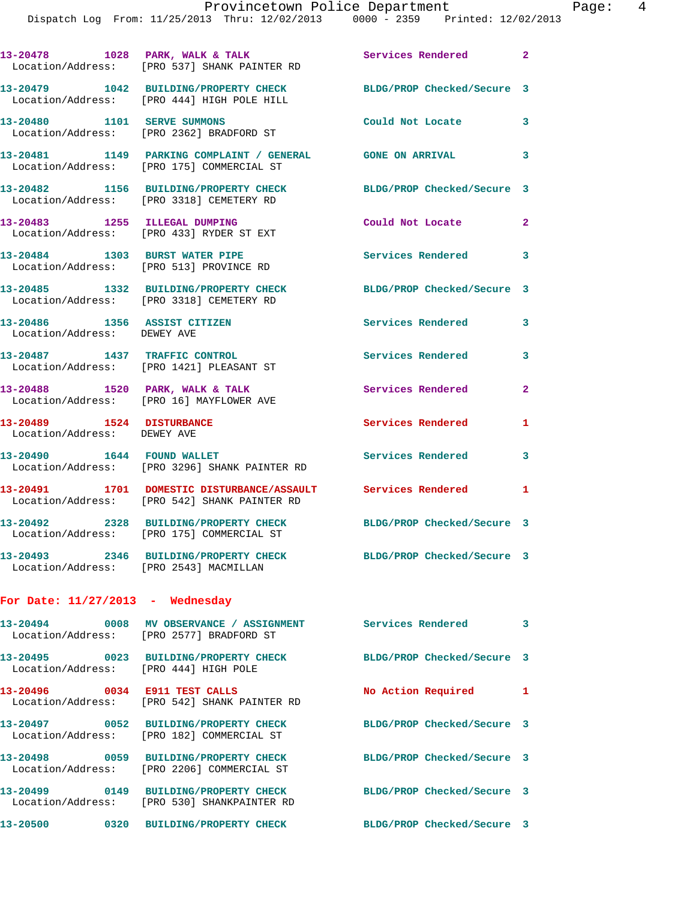13-20478 1028 PARK, WALK & TALK Services Rendered 2
Location/Address: [PRO 537] SHANK PAINTER RD

13-20479 1042 BUILDING/PROPERTY CHECK BLDG/PROP Checked/Secure 3
Location/Address: [PRO 444] HIGH POLE HILL

13-20480 1101 SERVE SUMMONS Could Not Locate 3
Location/Address: [PRO 2362] BRADFORD ST

13-20481 1149 PARKING COMPLAINT / GENERAL GONE ON ARRIVAL 3
Location/Address: [PRO 175] COMMERCIAL ST

13-20482 1156 BUILDING/PROPERTY CHECK BLDG/PROP Checked/Secure 3
Location/Address: [PRO 3318] CEMETERY RD

13-20483 1255 ILLEGAL DUMPING Could Not Locate 2
Location/Address: [PRO 433] RYDER ST EXT

13-20484 1303 BURST WATER PIPE Services Rendered 3
Location/Address: [PRO 513] PROVINCE RD

13-20485 1332 BUILDING/PROPERTY CHECK BLDG/PROP Checked/Secure 3
Location/Address: [PRO 3318] CEMETERY RD

13-20486 1356 ASSIST CITIZEN Services Rendered 3
Location/Address: DEWEY AVE

13-20487 1437 TRAFFIC CONTROL Services Rendered 3
Location/Address: [PRO 1421] PLEASANT ST

13-20488 1520 PARK, WALK & TALK Services Rendered 2
Location/Address: [PRO 16] MAYFLOWER AVE

13-20489 1524 DISTURBANCE Services Rendered 1
Location/Address: DEWEY AVE

13-20490 1644 FOUND WALLET Services Rendered 3
Location/Address: [PRO 3296] SHANK PAINTER RD

13-20491 1701 DOMESTIC DISTURBANCE/ASSAULT Services Rendered 1
Location/Address: [PRO 542] SHANK PAINTER RD

13-20492 2328 BUILDING/PROPERTY CHECK BLDG/PROP Checked/Secure 3
Location/Address: [PRO 175] COMMERCIAL ST

13-20493 2346 BUILDING/PROPERTY CHECK BLDG/PROP Checked/Secure 3
Location/Address: [PRO 2543] MACMILLAN

**For Date: 11/27/2013 - Wednesday**

13-20494 0008 MV OBSERVANCE / ASSIGNMENT Services Rendered 3
Location/Address: [PRO 2577] BRADFORD ST

13-20495 0023 BUILDING/PROPERTY CHECK BLDG/PROP Checked/Secure 3
Location/Address: [PRO 444] HIGH POLE

13-20496 0034 E911 TEST CALLS No Action Required 1
Location/Address: [PRO 542] SHANK PAINTER RD

13-20497 0052 BUILDING/PROPERTY CHECK BLDG/PROP Checked/Secure 3
Location/Address: [PRO 182] COMMERCIAL ST

13-20498 0059 BUILDING/PROPERTY CHECK BLDG/PROP Checked/Secure 3
Location/Address: [PRO 2206] COMMERCIAL ST

13-20499 0149 BUILDING/PROPERTY CHECK BLDG/PROP Checked/Secure 3
Location/Address: [PRO 530] SHANKPAINTER RD

13-20500 0320 BUILDING/PROPERTY CHECK BLDG/PROP Checked/Secure 3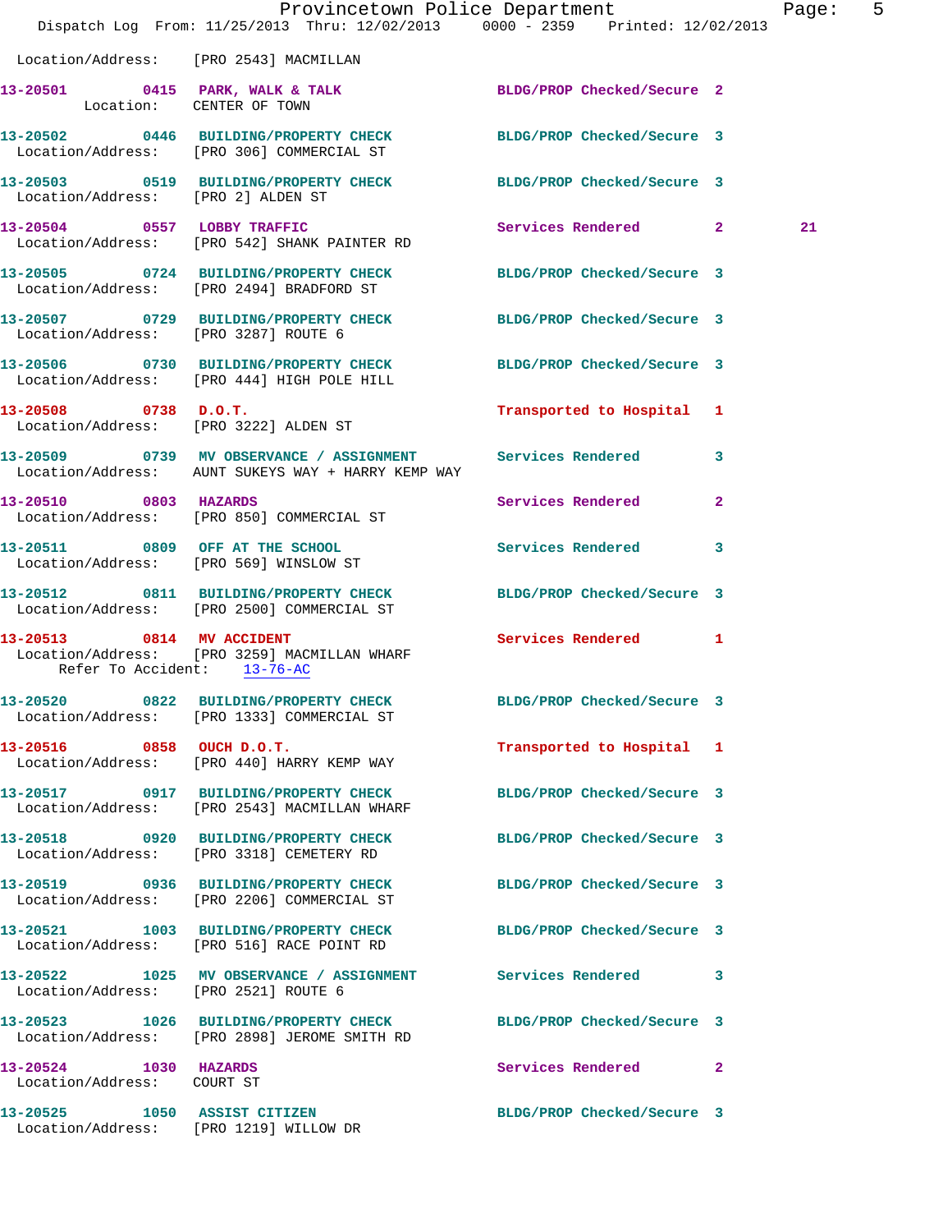Location/Address: [PRO 2543] MACMILLAN

**13-20501 0415 PARK, WALK & TALK** BLDG/PROP Checked/Secure 2
Location: CENTER OF TOWN

**13-20502 0446 BUILDING/PROPERTY CHECK** BLDG/PROP Checked/Secure 3
Location/Address: [PRO 306] COMMERCIAL ST

**13-20503 0519 BUILDING/PROPERTY CHECK** BLDG/PROP Checked/Secure 3
Location/Address: [PRO 2] ALDEN ST

**13-20504 0557 LOBBY TRAFFIC** Services Rendered 2 21
Location/Address: [PRO 542] SHANK PAINTER RD

**13-20505 0724 BUILDING/PROPERTY CHECK** BLDG/PROP Checked/Secure 3
Location/Address: [PRO 2494] BRADFORD ST

**13-20507 0729 BUILDING/PROPERTY CHECK** BLDG/PROP Checked/Secure 3
Location/Address: [PRO 3287] ROUTE 6

**13-20506 0730 BUILDING/PROPERTY CHECK** BLDG/PROP Checked/Secure 3
Location/Address: [PRO 444] HIGH POLE HILL

**13-20508 0738 D.O.T.** Transported to Hospital 1
Location/Address: [PRO 3222] ALDEN ST

**13-20509 0739 MV OBSERVANCE / ASSIGNMENT** Services Rendered 3
Location/Address: AUNT SUKEYS WAY + HARRY KEMP WAY

**13-20510 0803 HAZARDS** Services Rendered 2
Location/Address: [PRO 850] COMMERCIAL ST

**13-20511 0809 OFF AT THE SCHOOL** Services Rendered 3
Location/Address: [PRO 569] WINSLOW ST

**13-20512 0811 BUILDING/PROPERTY CHECK** BLDG/PROP Checked/Secure 3
Location/Address: [PRO 2500] COMMERCIAL ST

**13-20513 0814 MV ACCIDENT** Services Rendered 1
Location/Address: [PRO 3259] MACMILLAN WHARF
Refer To Accident: 13-76-AC

**13-20520 0822 BUILDING/PROPERTY CHECK** BLDG/PROP Checked/Secure 3
Location/Address: [PRO 1333] COMMERCIAL ST

**13-20516 0858 OUCH D.O.T.** Transported to Hospital 1
Location/Address: [PRO 440] HARRY KEMP WAY

**13-20517 0917 BUILDING/PROPERTY CHECK** BLDG/PROP Checked/Secure 3
Location/Address: [PRO 2543] MACMILLAN WHARF

**13-20518 0920 BUILDING/PROPERTY CHECK** BLDG/PROP Checked/Secure 3
Location/Address: [PRO 3318] CEMETERY RD

**13-20519 0936 BUILDING/PROPERTY CHECK** BLDG/PROP Checked/Secure 3
Location/Address: [PRO 2206] COMMERCIAL ST

**13-20521 1003 BUILDING/PROPERTY CHECK** BLDG/PROP Checked/Secure 3
Location/Address: [PRO 516] RACE POINT RD

**13-20522 1025 MV OBSERVANCE / ASSIGNMENT** Services Rendered 3
Location/Address: [PRO 2521] ROUTE 6

**13-20523 1026 BUILDING/PROPERTY CHECK** BLDG/PROP Checked/Secure 3
Location/Address: [PRO 2898] JEROME SMITH RD

**13-20524 1030 HAZARDS** Services Rendered 2
Location/Address: COURT ST

**13-20525 1050 ASSIST CITIZEN** BLDG/PROP Checked/Secure 3
Location/Address: [PRO 1219] WILLOW DR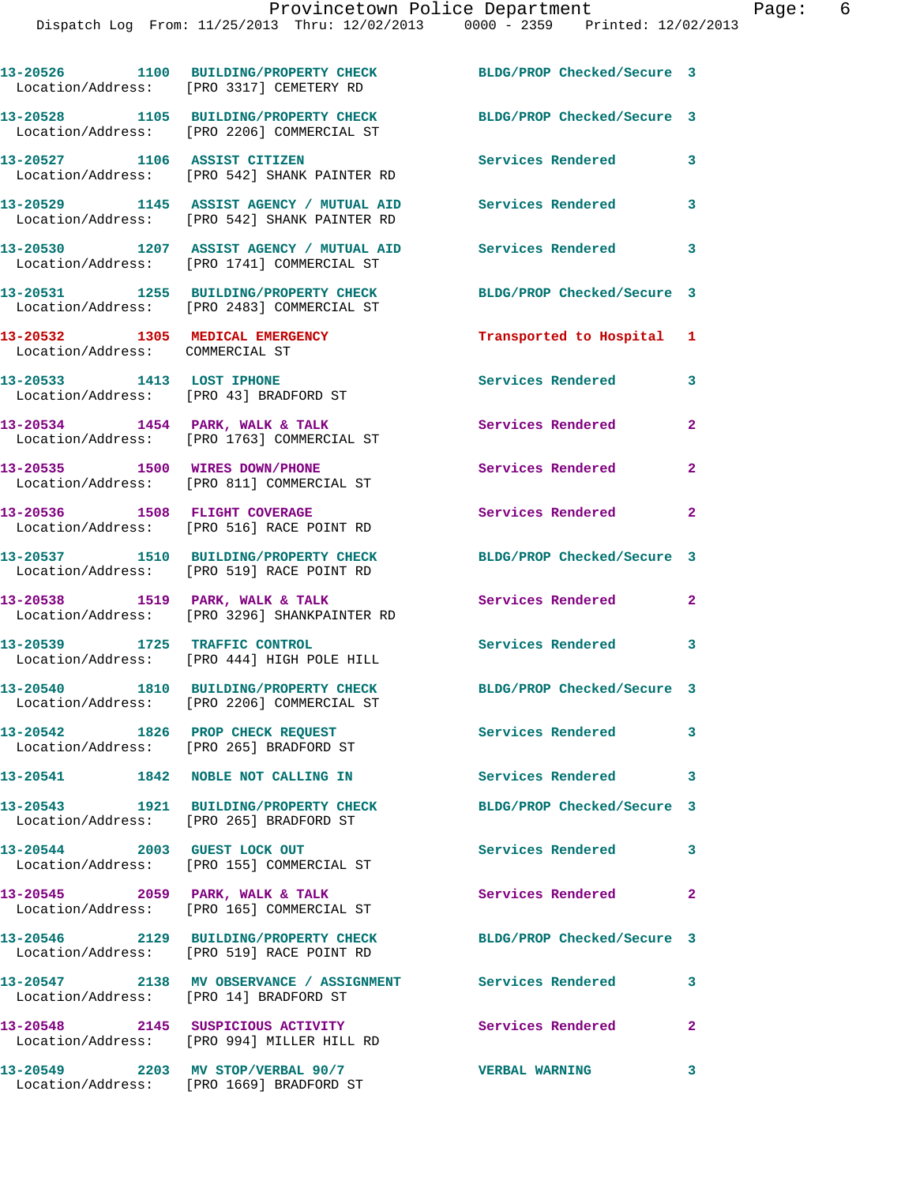13-20526 1100 BUILDING/PROPERTY CHECK BLDG/PROP Checked/Secure 3
Location/Address: [PRO 3317] CEMETERY RD

13-20528 1105 BUILDING/PROPERTY CHECK BLDG/PROP Checked/Secure 3
Location/Address: [PRO 2206] COMMERCIAL ST

13-20527 1106 ASSIST CITIZEN Services Rendered 3
Location/Address: [PRO 542] SHANK PAINTER RD

13-20529 1145 ASSIST AGENCY / MUTUAL AID Services Rendered 3
Location/Address: [PRO 542] SHANK PAINTER RD

13-20530 1207 ASSIST AGENCY / MUTUAL AID Services Rendered 3
Location/Address: [PRO 1741] COMMERCIAL ST

13-20531 1255 BUILDING/PROPERTY CHECK BLDG/PROP Checked/Secure 3
Location/Address: [PRO 2483] COMMERCIAL ST

13-20532 1305 MEDICAL EMERGENCY Transported to Hospital 1
Location/Address: COMMERCIAL ST

13-20533 1413 LOST IPHONE Services Rendered 3
Location/Address: [PRO 43] BRADFORD ST

13-20534 1454 PARK, WALK & TALK Services Rendered 2
Location/Address: [PRO 1763] COMMERCIAL ST

13-20535 1500 WIRES DOWN/PHONE Services Rendered 2
Location/Address: [PRO 811] COMMERCIAL ST

13-20536 1508 FLIGHT COVERAGE Services Rendered 2
Location/Address: [PRO 516] RACE POINT RD

13-20537 1510 BUILDING/PROPERTY CHECK BLDG/PROP Checked/Secure 3
Location/Address: [PRO 519] RACE POINT RD

13-20538 1519 PARK, WALK & TALK Services Rendered 2
Location/Address: [PRO 3296] SHANKPAINTER RD

13-20539 1725 TRAFFIC CONTROL Services Rendered 3
Location/Address: [PRO 444] HIGH POLE HILL

13-20540 1810 BUILDING/PROPERTY CHECK BLDG/PROP Checked/Secure 3
Location/Address: [PRO 2206] COMMERCIAL ST

13-20542 1826 PROP CHECK REQUEST Services Rendered 3
Location/Address: [PRO 265] BRADFORD ST

13-20541 1842 NOBLE NOT CALLING IN Services Rendered 3

13-20543 1921 BUILDING/PROPERTY CHECK BLDG/PROP Checked/Secure 3
Location/Address: [PRO 265] BRADFORD ST

13-20544 2003 GUEST LOCK OUT Services Rendered 3
Location/Address: [PRO 155] COMMERCIAL ST

13-20545 2059 PARK, WALK & TALK Services Rendered 2
Location/Address: [PRO 165] COMMERCIAL ST

13-20546 2129 BUILDING/PROPERTY CHECK BLDG/PROP Checked/Secure 3
Location/Address: [PRO 519] RACE POINT RD

13-20547 2138 MV OBSERVANCE / ASSIGNMENT Services Rendered 3
Location/Address: [PRO 14] BRADFORD ST

13-20548 2145 SUSPICIOUS ACTIVITY Services Rendered 2
Location/Address: [PRO 994] MILLER HILL RD

13-20549 2203 MV STOP/VERBAL 90/7 VERBAL WARNING 3
Location/Address: [PRO 1669] BRADFORD ST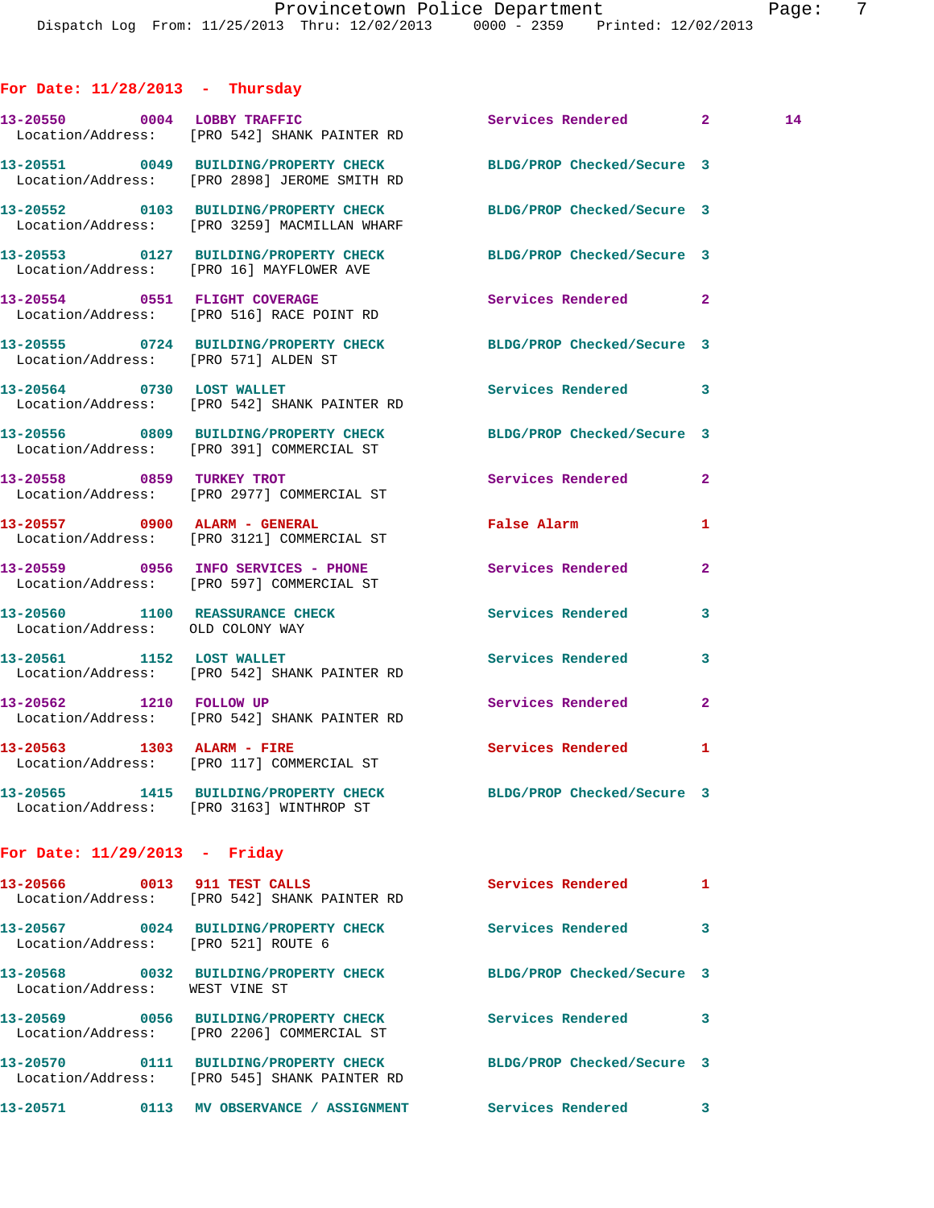## For Date: 11/28/2013 - Thursday

| Call # | Time | Call Type | Disposition | Priority | |
|---|---|---|---|---|---|
| 13-20550 | 0004 | LOBBY TRAFFIC | Services Rendered | 2 | 14 |
| | | Location/Address: [PRO 542] SHANK PAINTER RD | | | |
| 13-20551 | 0049 | BUILDING/PROPERTY CHECK | BLDG/PROP Checked/Secure | 3 | |
| | | Location/Address: [PRO 2898] JEROME SMITH RD | | | |
| 13-20552 | 0103 | BUILDING/PROPERTY CHECK | BLDG/PROP Checked/Secure | 3 | |
| | | Location/Address: [PRO 3259] MACMILLAN WHARF | | | |
| 13-20553 | 0127 | BUILDING/PROPERTY CHECK | BLDG/PROP Checked/Secure | 3 | |
| | | Location/Address: [PRO 16] MAYFLOWER AVE | | | |
| 13-20554 | 0551 | FLIGHT COVERAGE | Services Rendered | 2 | |
| | | Location/Address: [PRO 516] RACE POINT RD | | | |
| 13-20555 | 0724 | BUILDING/PROPERTY CHECK | BLDG/PROP Checked/Secure | 3 | |
| | | Location/Address: [PRO 571] ALDEN ST | | | |
| 13-20564 | 0730 | LOST WALLET | Services Rendered | 3 | |
| | | Location/Address: [PRO 542] SHANK PAINTER RD | | | |
| 13-20556 | 0809 | BUILDING/PROPERTY CHECK | BLDG/PROP Checked/Secure | 3 | |
| | | Location/Address: [PRO 391] COMMERCIAL ST | | | |
| 13-20558 | 0859 | TURKEY TROT | Services Rendered | 2 | |
| | | Location/Address: [PRO 2977] COMMERCIAL ST | | | |
| 13-20557 | 0900 | ALARM - GENERAL | False Alarm | 1 | |
| | | Location/Address: [PRO 3121] COMMERCIAL ST | | | |
| 13-20559 | 0956 | INFO SERVICES - PHONE | Services Rendered | 2 | |
| | | Location/Address: [PRO 597] COMMERCIAL ST | | | |
| 13-20560 | 1100 | REASSURANCE CHECK | Services Rendered | 3 | |
| | | Location/Address: OLD COLONY WAY | | | |
| 13-20561 | 1152 | LOST WALLET | Services Rendered | 3 | |
| | | Location/Address: [PRO 542] SHANK PAINTER RD | | | |
| 13-20562 | 1210 | FOLLOW UP | Services Rendered | 2 | |
| | | Location/Address: [PRO 542] SHANK PAINTER RD | | | |
| 13-20563 | 1303 | ALARM - FIRE | Services Rendered | 1 | |
| | | Location/Address: [PRO 117] COMMERCIAL ST | | | |
| 13-20565 | 1415 | BUILDING/PROPERTY CHECK | BLDG/PROP Checked/Secure | 3 | |
| | | Location/Address: [PRO 3163] WINTHROP ST | | | |

## For Date: 11/29/2013 - Friday

| Call # | Time | Call Type | Disposition | Priority |
|---|---|---|---|---|
| 13-20566 | 0013 | 911 TEST CALLS | Services Rendered | 1 |
| | | Location/Address: [PRO 542] SHANK PAINTER RD | | |
| 13-20567 | 0024 | BUILDING/PROPERTY CHECK | Services Rendered | 3 |
| | | Location/Address: [PRO 521] ROUTE 6 | | |
| 13-20568 | 0032 | BUILDING/PROPERTY CHECK | BLDG/PROP Checked/Secure | 3 |
| | | Location/Address: WEST VINE ST | | |
| 13-20569 | 0056 | BUILDING/PROPERTY CHECK | Services Rendered | 3 |
| | | Location/Address: [PRO 2206] COMMERCIAL ST | | |
| 13-20570 | 0111 | BUILDING/PROPERTY CHECK | BLDG/PROP Checked/Secure | 3 |
| | | Location/Address: [PRO 545] SHANK PAINTER RD | | |
| 13-20571 | 0113 | MV OBSERVANCE / ASSIGNMENT | Services Rendered | 3 |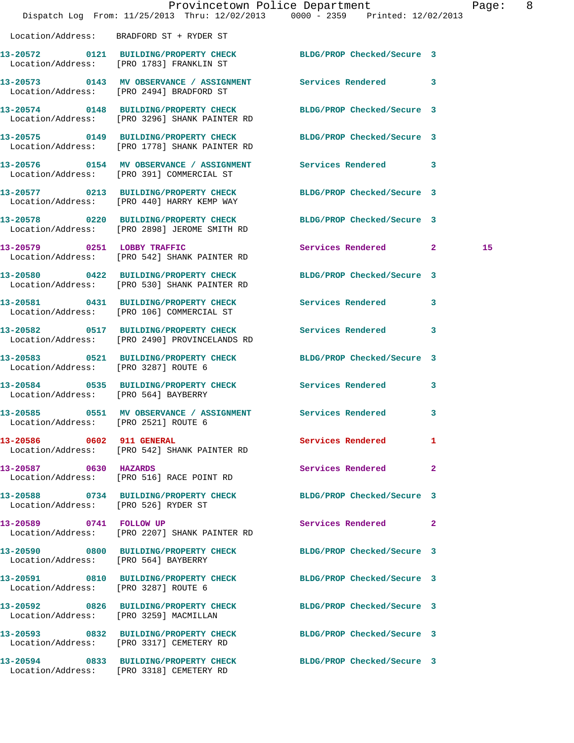Location/Address: BRADFORD ST + RYDER ST

13-20572 0121 BUILDING/PROPERTY CHECK BLDG/PROP Checked/Secure 3
Location/Address: [PRO 1783] FRANKLIN ST

13-20573 0143 MV OBSERVANCE / ASSIGNMENT Services Rendered 3
Location/Address: [PRO 2494] BRADFORD ST

13-20574 0148 BUILDING/PROPERTY CHECK BLDG/PROP Checked/Secure 3
Location/Address: [PRO 3296] SHANK PAINTER RD

13-20575 0149 BUILDING/PROPERTY CHECK BLDG/PROP Checked/Secure 3
Location/Address: [PRO 1778] SHANK PAINTER RD

13-20576 0154 MV OBSERVANCE / ASSIGNMENT Services Rendered 3
Location/Address: [PRO 391] COMMERCIAL ST

13-20577 0213 BUILDING/PROPERTY CHECK BLDG/PROP Checked/Secure 3
Location/Address: [PRO 440] HARRY KEMP WAY

13-20578 0220 BUILDING/PROPERTY CHECK BLDG/PROP Checked/Secure 3
Location/Address: [PRO 2898] JEROME SMITH RD

13-20579 0251 LOBBY TRAFFIC Services Rendered 2 15
Location/Address: [PRO 542] SHANK PAINTER RD

13-20580 0422 BUILDING/PROPERTY CHECK BLDG/PROP Checked/Secure 3
Location/Address: [PRO 530] SHANK PAINTER RD

13-20581 0431 BUILDING/PROPERTY CHECK Services Rendered 3
Location/Address: [PRO 106] COMMERCIAL ST

13-20582 0517 BUILDING/PROPERTY CHECK Services Rendered 3
Location/Address: [PRO 2490] PROVINCELANDS RD

13-20583 0521 BUILDING/PROPERTY CHECK BLDG/PROP Checked/Secure 3
Location/Address: [PRO 3287] ROUTE 6

13-20584 0535 BUILDING/PROPERTY CHECK Services Rendered 3
Location/Address: [PRO 564] BAYBERRY

13-20585 0551 MV OBSERVANCE / ASSIGNMENT Services Rendered 3
Location/Address: [PRO 2521] ROUTE 6

13-20586 0602 911 GENERAL Services Rendered 1
Location/Address: [PRO 542] SHANK PAINTER RD

13-20587 0630 HAZARDS Services Rendered 2
Location/Address: [PRO 516] RACE POINT RD

13-20588 0734 BUILDING/PROPERTY CHECK BLDG/PROP Checked/Secure 3
Location/Address: [PRO 526] RYDER ST

13-20589 0741 FOLLOW UP Services Rendered 2
Location/Address: [PRO 2207] SHANK PAINTER RD

13-20590 0800 BUILDING/PROPERTY CHECK BLDG/PROP Checked/Secure 3
Location/Address: [PRO 564] BAYBERRY

13-20591 0810 BUILDING/PROPERTY CHECK BLDG/PROP Checked/Secure 3
Location/Address: [PRO 3287] ROUTE 6

13-20592 0826 BUILDING/PROPERTY CHECK BLDG/PROP Checked/Secure 3
Location/Address: [PRO 3259] MACMILLAN

13-20593 0832 BUILDING/PROPERTY CHECK BLDG/PROP Checked/Secure 3
Location/Address: [PRO 3317] CEMETERY RD

13-20594 0833 BUILDING/PROPERTY CHECK BLDG/PROP Checked/Secure 3
Location/Address: [PRO 3318] CEMETERY RD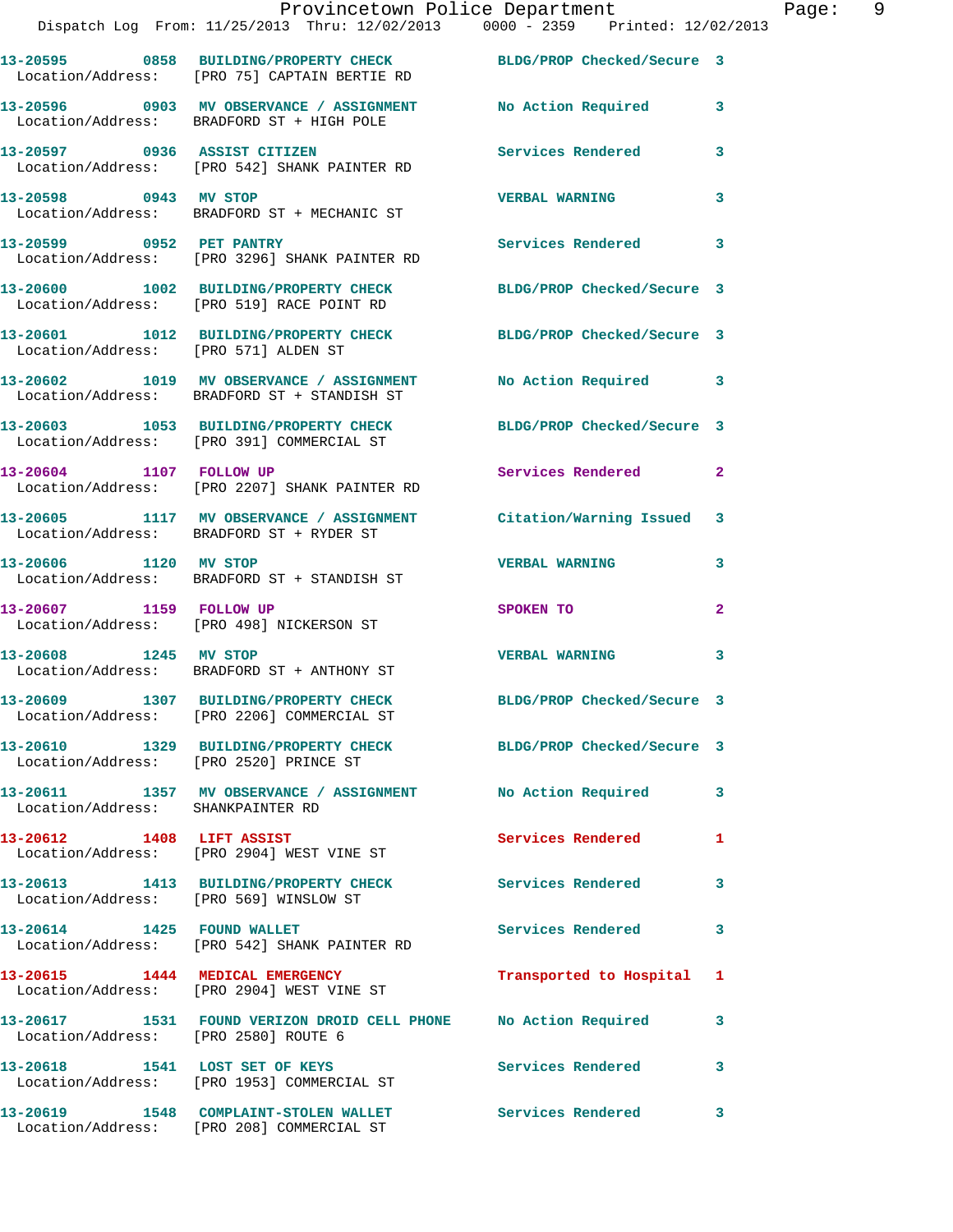13-20595 0858 BUILDING/PROPERTY CHECK BLDG/PROP Checked/Secure 3
Location/Address: [PRO 75] CAPTAIN BERTIE RD

13-20596 0903 MV OBSERVANCE / ASSIGNMENT No Action Required 3
Location/Address: BRADFORD ST + HIGH POLE

13-20597 0936 ASSIST CITIZEN Services Rendered 3
Location/Address: [PRO 542] SHANK PAINTER RD

13-20598 0943 MV STOP VERBAL WARNING 3
Location/Address: BRADFORD ST + MECHANIC ST

13-20599 0952 PET PANTRY Services Rendered 3
Location/Address: [PRO 3296] SHANK PAINTER RD

13-20600 1002 BUILDING/PROPERTY CHECK BLDG/PROP Checked/Secure 3
Location/Address: [PRO 519] RACE POINT RD

13-20601 1012 BUILDING/PROPERTY CHECK BLDG/PROP Checked/Secure 3
Location/Address: [PRO 571] ALDEN ST

13-20602 1019 MV OBSERVANCE / ASSIGNMENT No Action Required 3
Location/Address: BRADFORD ST + STANDISH ST

13-20603 1053 BUILDING/PROPERTY CHECK BLDG/PROP Checked/Secure 3
Location/Address: [PRO 391] COMMERCIAL ST

13-20604 1107 FOLLOW UP Services Rendered 2
Location/Address: [PRO 2207] SHANK PAINTER RD

13-20605 1117 MV OBSERVANCE / ASSIGNMENT Citation/Warning Issued 3
Location/Address: BRADFORD ST + RYDER ST

13-20606 1120 MV STOP VERBAL WARNING 3
Location/Address: BRADFORD ST + STANDISH ST

13-20607 1159 FOLLOW UP SPOKEN TO 2
Location/Address: [PRO 498] NICKERSON ST

13-20608 1245 MV STOP VERBAL WARNING 3
Location/Address: BRADFORD ST + ANTHONY ST

13-20609 1307 BUILDING/PROPERTY CHECK BLDG/PROP Checked/Secure 3
Location/Address: [PRO 2206] COMMERCIAL ST

13-20610 1329 BUILDING/PROPERTY CHECK BLDG/PROP Checked/Secure 3
Location/Address: [PRO 2520] PRINCE ST

13-20611 1357 MV OBSERVANCE / ASSIGNMENT No Action Required 3
Location/Address: SHANKPAINTER RD

13-20612 1408 LIFT ASSIST Services Rendered 1
Location/Address: [PRO 2904] WEST VINE ST

13-20613 1413 BUILDING/PROPERTY CHECK Services Rendered 3
Location/Address: [PRO 569] WINSLOW ST

13-20614 1425 FOUND WALLET Services Rendered 3
Location/Address: [PRO 542] SHANK PAINTER RD

13-20615 1444 MEDICAL EMERGENCY Transported to Hospital 1
Location/Address: [PRO 2904] WEST VINE ST

13-20617 1531 FOUND VERIZON DROID CELL PHONE No Action Required 3
Location/Address: [PRO 2580] ROUTE 6

13-20618 1541 LOST SET OF KEYS Services Rendered 3
Location/Address: [PRO 1953] COMMERCIAL ST

13-20619 1548 COMPLAINT-STOLEN WALLET Services Rendered 3
Location/Address: [PRO 208] COMMERCIAL ST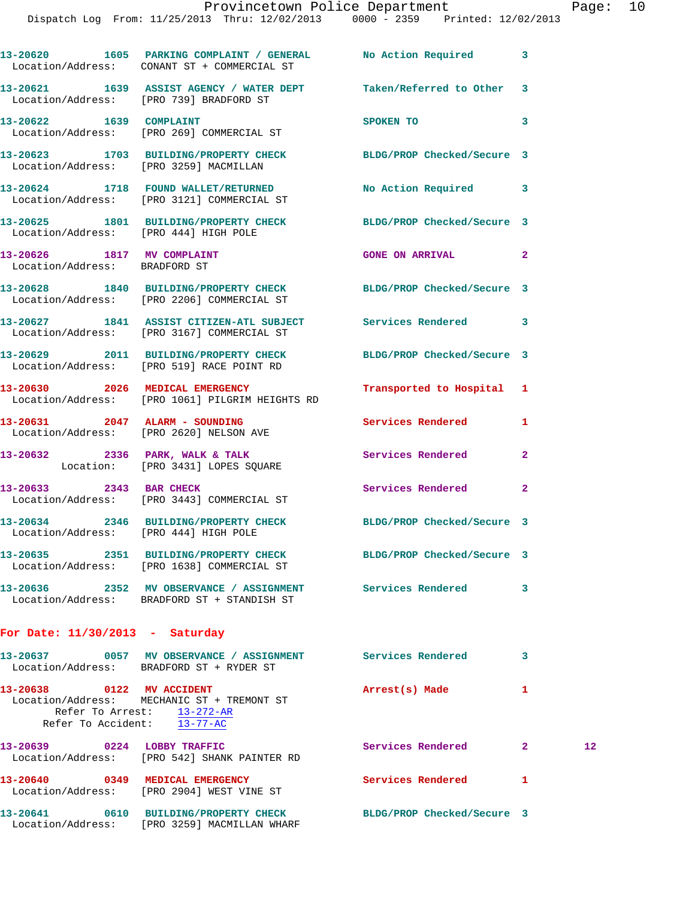13-20620 1605 PARKING COMPLAINT / GENERAL No Action Required 3
Location/Address: CONANT ST + COMMERCIAL ST

13-20621 1639 ASSIST AGENCY / WATER DEPT Taken/Referred to Other 3
Location/Address: [PRO 739] BRADFORD ST

13-20622 1639 COMPLAINT SPOKEN TO 3
Location/Address: [PRO 269] COMMERCIAL ST

13-20623 1703 BUILDING/PROPERTY CHECK BLDG/PROP Checked/Secure 3
Location/Address: [PRO 3259] MACMILLAN

13-20624 1718 FOUND WALLET/RETURNED No Action Required 3
Location/Address: [PRO 3121] COMMERCIAL ST

13-20625 1801 BUILDING/PROPERTY CHECK BLDG/PROP Checked/Secure 3
Location/Address: [PRO 444] HIGH POLE

13-20626 1817 MV COMPLAINT GONE ON ARRIVAL 2
Location/Address: BRADFORD ST

13-20628 1840 BUILDING/PROPERTY CHECK BLDG/PROP Checked/Secure 3
Location/Address: [PRO 2206] COMMERCIAL ST

13-20627 1841 ASSIST CITIZEN-ATL SUBJECT Services Rendered 3
Location/Address: [PRO 3167] COMMERCIAL ST

13-20629 2011 BUILDING/PROPERTY CHECK BLDG/PROP Checked/Secure 3
Location/Address: [PRO 519] RACE POINT RD

13-20630 2026 MEDICAL EMERGENCY Transported to Hospital 1
Location/Address: [PRO 1061] PILGRIM HEIGHTS RD

13-20631 2047 ALARM - SOUNDING Services Rendered 1
Location/Address: [PRO 2620] NELSON AVE

13-20632 2336 PARK, WALK & TALK Services Rendered 2
Location: [PRO 3431] LOPES SQUARE

13-20633 2343 BAR CHECK Services Rendered 2
Location/Address: [PRO 3443] COMMERCIAL ST

13-20634 2346 BUILDING/PROPERTY CHECK BLDG/PROP Checked/Secure 3
Location/Address: [PRO 444] HIGH POLE

13-20635 2351 BUILDING/PROPERTY CHECK BLDG/PROP Checked/Secure 3
Location/Address: [PRO 1638] COMMERCIAL ST

13-20636 2352 MV OBSERVANCE / ASSIGNMENT Services Rendered 3
Location/Address: BRADFORD ST + STANDISH ST

## For Date: 11/30/2013 - Saturday

13-20637 0057 MV OBSERVANCE / ASSIGNMENT Services Rendered 3
Location/Address: BRADFORD ST + RYDER ST

13-20638 0122 MV ACCIDENT Arrest(s) Made 1
Location/Address: MECHANIC ST + TREMONT ST
Refer To Arrest: 13-272-AR
Refer To Accident: 13-77-AC

13-20639 0224 LOBBY TRAFFIC Services Rendered 2 12
Location/Address: [PRO 542] SHANK PAINTER RD

13-20640 0349 MEDICAL EMERGENCY Services Rendered 1
Location/Address: [PRO 2904] WEST VINE ST

13-20641 0610 BUILDING/PROPERTY CHECK BLDG/PROP Checked/Secure 3
Location/Address: [PRO 3259] MACMILLAN WHARF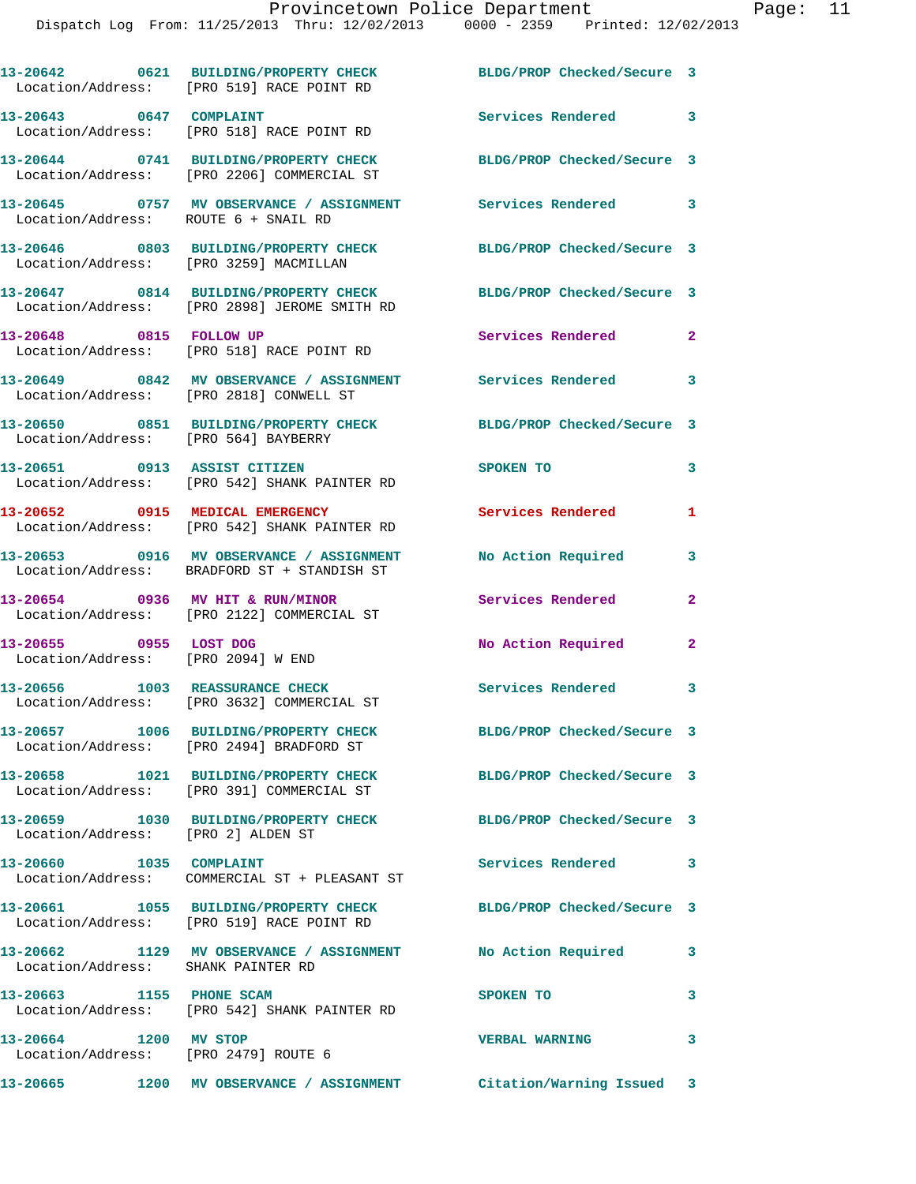| Call # | Time | Call Type | Disposition | Priority |
|---|---|---|---|---|
| 13-20642 | 0621 | BUILDING/PROPERTY CHECK | BLDG/PROP Checked/Secure | 3 |
| Location/Address: | | [PRO 519] RACE POINT RD | | |
| 13-20643 | 0647 | COMPLAINT | Services Rendered | 3 |
| Location/Address: | | [PRO 518] RACE POINT RD | | |
| 13-20644 | 0741 | BUILDING/PROPERTY CHECK | BLDG/PROP Checked/Secure | 3 |
| Location/Address: | | [PRO 2206] COMMERCIAL ST | | |
| 13-20645 | 0757 | MV OBSERVANCE / ASSIGNMENT | Services Rendered | 3 |
| Location/Address: | | ROUTE 6 + SNAIL RD | | |
| 13-20646 | 0803 | BUILDING/PROPERTY CHECK | BLDG/PROP Checked/Secure | 3 |
| Location/Address: | | [PRO 3259] MACMILLAN | | |
| 13-20647 | 0814 | BUILDING/PROPERTY CHECK | BLDG/PROP Checked/Secure | 3 |
| Location/Address: | | [PRO 2898] JEROME SMITH RD | | |
| 13-20648 | 0815 | FOLLOW UP | Services Rendered | 2 |
| Location/Address: | | [PRO 518] RACE POINT RD | | |
| 13-20649 | 0842 | MV OBSERVANCE / ASSIGNMENT | Services Rendered | 3 |
| Location/Address: | | [PRO 2818] CONWELL ST | | |
| 13-20650 | 0851 | BUILDING/PROPERTY CHECK | BLDG/PROP Checked/Secure | 3 |
| Location/Address: | | [PRO 564] BAYBERRY | | |
| 13-20651 | 0913 | ASSIST CITIZEN | SPOKEN TO | 3 |
| Location/Address: | | [PRO 542] SHANK PAINTER RD | | |
| 13-20652 | 0915 | MEDICAL EMERGENCY | Services Rendered | 1 |
| Location/Address: | | [PRO 542] SHANK PAINTER RD | | |
| 13-20653 | 0916 | MV OBSERVANCE / ASSIGNMENT | No Action Required | 3 |
| Location/Address: | | BRADFORD ST + STANDISH ST | | |
| 13-20654 | 0936 | MV HIT & RUN/MINOR | Services Rendered | 2 |
| Location/Address: | | [PRO 2122] COMMERCIAL ST | | |
| 13-20655 | 0955 | LOST DOG | No Action Required | 2 |
| Location/Address: | | [PRO 2094] W END | | |
| 13-20656 | 1003 | REASSURANCE CHECK | Services Rendered | 3 |
| Location/Address: | | [PRO 3632] COMMERCIAL ST | | |
| 13-20657 | 1006 | BUILDING/PROPERTY CHECK | BLDG/PROP Checked/Secure | 3 |
| Location/Address: | | [PRO 2494] BRADFORD ST | | |
| 13-20658 | 1021 | BUILDING/PROPERTY CHECK | BLDG/PROP Checked/Secure | 3 |
| Location/Address: | | [PRO 391] COMMERCIAL ST | | |
| 13-20659 | 1030 | BUILDING/PROPERTY CHECK | BLDG/PROP Checked/Secure | 3 |
| Location/Address: | | [PRO 2] ALDEN ST | | |
| 13-20660 | 1035 | COMPLAINT | Services Rendered | 3 |
| Location/Address: | | COMMERCIAL ST + PLEASANT ST | | |
| 13-20661 | 1055 | BUILDING/PROPERTY CHECK | BLDG/PROP Checked/Secure | 3 |
| Location/Address: | | [PRO 519] RACE POINT RD | | |
| 13-20662 | 1129 | MV OBSERVANCE / ASSIGNMENT | No Action Required | 3 |
| Location/Address: | | SHANK PAINTER RD | | |
| 13-20663 | 1155 | PHONE SCAM | SPOKEN TO | 3 |
| Location/Address: | | [PRO 542] SHANK PAINTER RD | | |
| 13-20664 | 1200 | MV STOP | VERBAL WARNING | 3 |
| Location/Address: | | [PRO 2479] ROUTE 6 | | |
| 13-20665 | 1200 | MV OBSERVANCE / ASSIGNMENT | Citation/Warning Issued | 3 |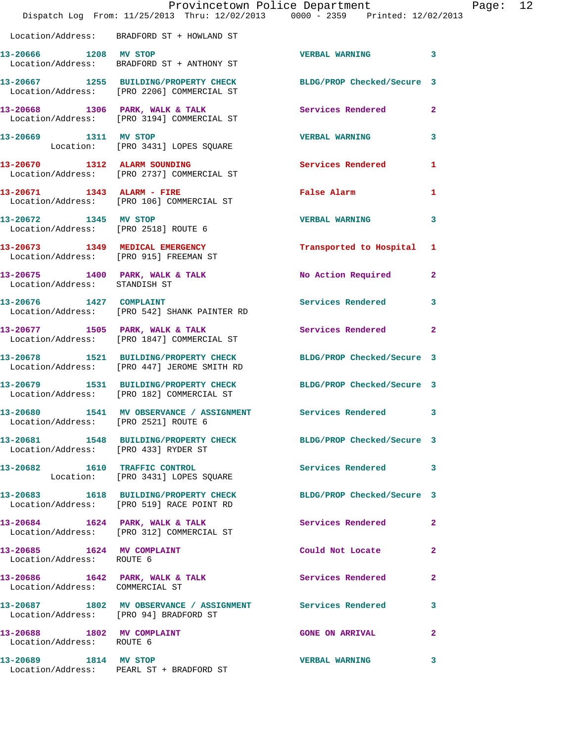Location/Address: BRADFORD ST + HOWLAND ST

| Call # | Time | Call Reason | Action | Priority |
|---|---|---|---|---|
| 13-20666 | 1208 | MV STOP | VERBAL WARNING | 3 |
| | | Location/Address: BRADFORD ST + ANTHONY ST | | |
| 13-20667 | 1255 | BUILDING/PROPERTY CHECK | BLDG/PROP Checked/Secure | 3 |
| | | Location/Address: [PRO 2206] COMMERCIAL ST | | |
| 13-20668 | 1306 | PARK, WALK & TALK | Services Rendered | 2 |
| | | Location/Address: [PRO 3194] COMMERCIAL ST | | |
| 13-20669 | 1311 | MV STOP | VERBAL WARNING | 3 |
| | | Location: [PRO 3431] LOPES SQUARE | | |
| 13-20670 | 1312 | ALARM SOUNDING | Services Rendered | 1 |
| | | Location/Address: [PRO 2737] COMMERCIAL ST | | |
| 13-20671 | 1343 | ALARM - FIRE | False Alarm | 1 |
| | | Location/Address: [PRO 106] COMMERCIAL ST | | |
| 13-20672 | 1345 | MV STOP | VERBAL WARNING | 3 |
| | | Location/Address: [PRO 2518] ROUTE 6 | | |
| 13-20673 | 1349 | MEDICAL EMERGENCY | Transported to Hospital | 1 |
| | | Location/Address: [PRO 915] FREEMAN ST | | |
| 13-20675 | 1400 | PARK, WALK & TALK | No Action Required | 2 |
| | | Location/Address: STANDISH ST | | |
| 13-20676 | 1427 | COMPLAINT | Services Rendered | 3 |
| | | Location/Address: [PRO 542] SHANK PAINTER RD | | |
| 13-20677 | 1505 | PARK, WALK & TALK | Services Rendered | 2 |
| | | Location/Address: [PRO 1847] COMMERCIAL ST | | |
| 13-20678 | 1521 | BUILDING/PROPERTY CHECK | BLDG/PROP Checked/Secure | 3 |
| | | Location/Address: [PRO 447] JEROME SMITH RD | | |
| 13-20679 | 1531 | BUILDING/PROPERTY CHECK | BLDG/PROP Checked/Secure | 3 |
| | | Location/Address: [PRO 182] COMMERCIAL ST | | |
| 13-20680 | 1541 | MV OBSERVANCE / ASSIGNMENT | Services Rendered | 3 |
| | | Location/Address: [PRO 2521] ROUTE 6 | | |
| 13-20681 | 1548 | BUILDING/PROPERTY CHECK | BLDG/PROP Checked/Secure | 3 |
| | | Location/Address: [PRO 433] RYDER ST | | |
| 13-20682 | 1610 | TRAFFIC CONTROL | Services Rendered | 3 |
| | | Location: [PRO 3431] LOPES SQUARE | | |
| 13-20683 | 1618 | BUILDING/PROPERTY CHECK | BLDG/PROP Checked/Secure | 3 |
| | | Location/Address: [PRO 519] RACE POINT RD | | |
| 13-20684 | 1624 | PARK, WALK & TALK | Services Rendered | 2 |
| | | Location/Address: [PRO 312] COMMERCIAL ST | | |
| 13-20685 | 1624 | MV COMPLAINT | Could Not Locate | 2 |
| | | Location/Address: ROUTE 6 | | |
| 13-20686 | 1642 | PARK, WALK & TALK | Services Rendered | 2 |
| | | Location/Address: COMMERCIAL ST | | |
| 13-20687 | 1802 | MV OBSERVANCE / ASSIGNMENT | Services Rendered | 3 |
| | | Location/Address: [PRO 94] BRADFORD ST | | |
| 13-20688 | 1802 | MV COMPLAINT | GONE ON ARRIVAL | 2 |
| | | Location/Address: ROUTE 6 | | |
| 13-20689 | 1814 | MV STOP | VERBAL WARNING | 3 |
| | | Location/Address: PEARL ST + BRADFORD ST | | |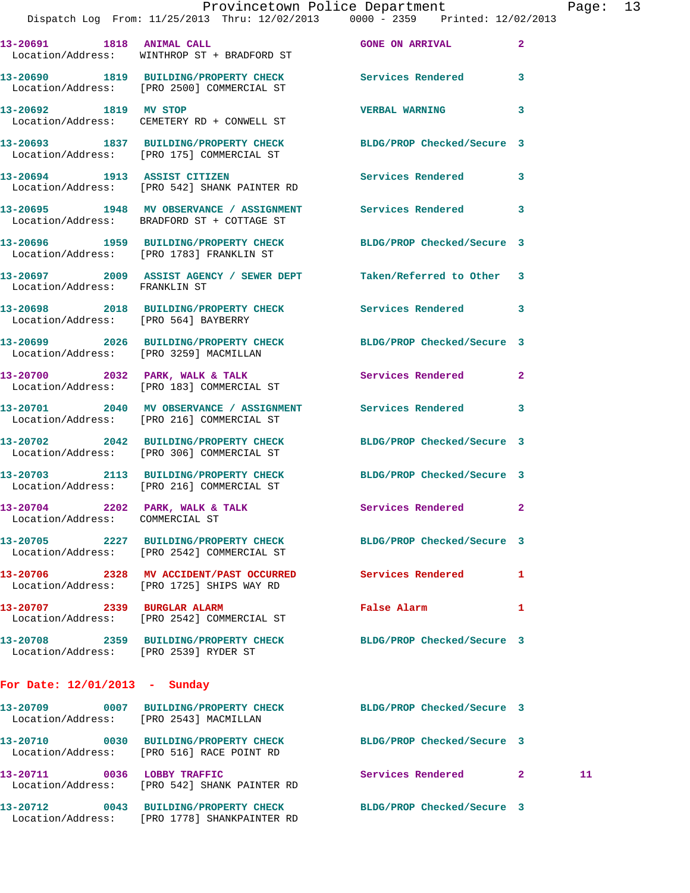13-20691 1818 ANIMAL CALL GONE ON ARRIVAL 2
Location/Address: WINTHROP ST + BRADFORD ST

13-20690 1819 BUILDING/PROPERTY CHECK Services Rendered 3
Location/Address: [PRO 2500] COMMERCIAL ST

13-20692 1819 MV STOP VERBAL WARNING 3
Location/Address: CEMETERY RD + CONWELL ST

13-20693 1837 BUILDING/PROPERTY CHECK BLDG/PROP Checked/Secure 3
Location/Address: [PRO 175] COMMERCIAL ST

13-20694 1913 ASSIST CITIZEN Services Rendered 3
Location/Address: [PRO 542] SHANK PAINTER RD

13-20695 1948 MV OBSERVANCE / ASSIGNMENT Services Rendered 3
Location/Address: BRADFORD ST + COTTAGE ST

13-20696 1959 BUILDING/PROPERTY CHECK BLDG/PROP Checked/Secure 3
Location/Address: [PRO 1783] FRANKLIN ST

13-20697 2009 ASSIST AGENCY / SEWER DEPT Taken/Referred to Other 3
Location/Address: FRANKLIN ST

13-20698 2018 BUILDING/PROPERTY CHECK Services Rendered 3
Location/Address: [PRO 564] BAYBERRY

13-20699 2026 BUILDING/PROPERTY CHECK BLDG/PROP Checked/Secure 3
Location/Address: [PRO 3259] MACMILLAN

13-20700 2032 PARK, WALK & TALK Services Rendered 2
Location/Address: [PRO 183] COMMERCIAL ST

13-20701 2040 MV OBSERVANCE / ASSIGNMENT Services Rendered 3
Location/Address: [PRO 216] COMMERCIAL ST

13-20702 2042 BUILDING/PROPERTY CHECK BLDG/PROP Checked/Secure 3
Location/Address: [PRO 306] COMMERCIAL ST

13-20703 2113 BUILDING/PROPERTY CHECK BLDG/PROP Checked/Secure 3
Location/Address: [PRO 216] COMMERCIAL ST

13-20704 2202 PARK, WALK & TALK Services Rendered 2
Location/Address: COMMERCIAL ST

13-20705 2227 BUILDING/PROPERTY CHECK BLDG/PROP Checked/Secure 3
Location/Address: [PRO 2542] COMMERCIAL ST

13-20706 2328 MV ACCIDENT/PAST OCCURRED Services Rendered 1
Location/Address: [PRO 1725] SHIPS WAY RD

13-20707 2339 BURGLAR ALARM False Alarm 1
Location/Address: [PRO 2542] COMMERCIAL ST

13-20708 2359 BUILDING/PROPERTY CHECK BLDG/PROP Checked/Secure 3
Location/Address: [PRO 2539] RYDER ST

**For Date: 12/01/2013 - Sunday**

13-20709 0007 BUILDING/PROPERTY CHECK BLDG/PROP Checked/Secure 3
Location/Address: [PRO 2543] MACMILLAN

13-20710 0030 BUILDING/PROPERTY CHECK BLDG/PROP Checked/Secure 3
Location/Address: [PRO 516] RACE POINT RD

13-20711 0036 LOBBY TRAFFIC Services Rendered 2 11
Location/Address: [PRO 542] SHANK PAINTER RD

13-20712 0043 BUILDING/PROPERTY CHECK BLDG/PROP Checked/Secure 3
Location/Address: [PRO 1778] SHANKPAINTER RD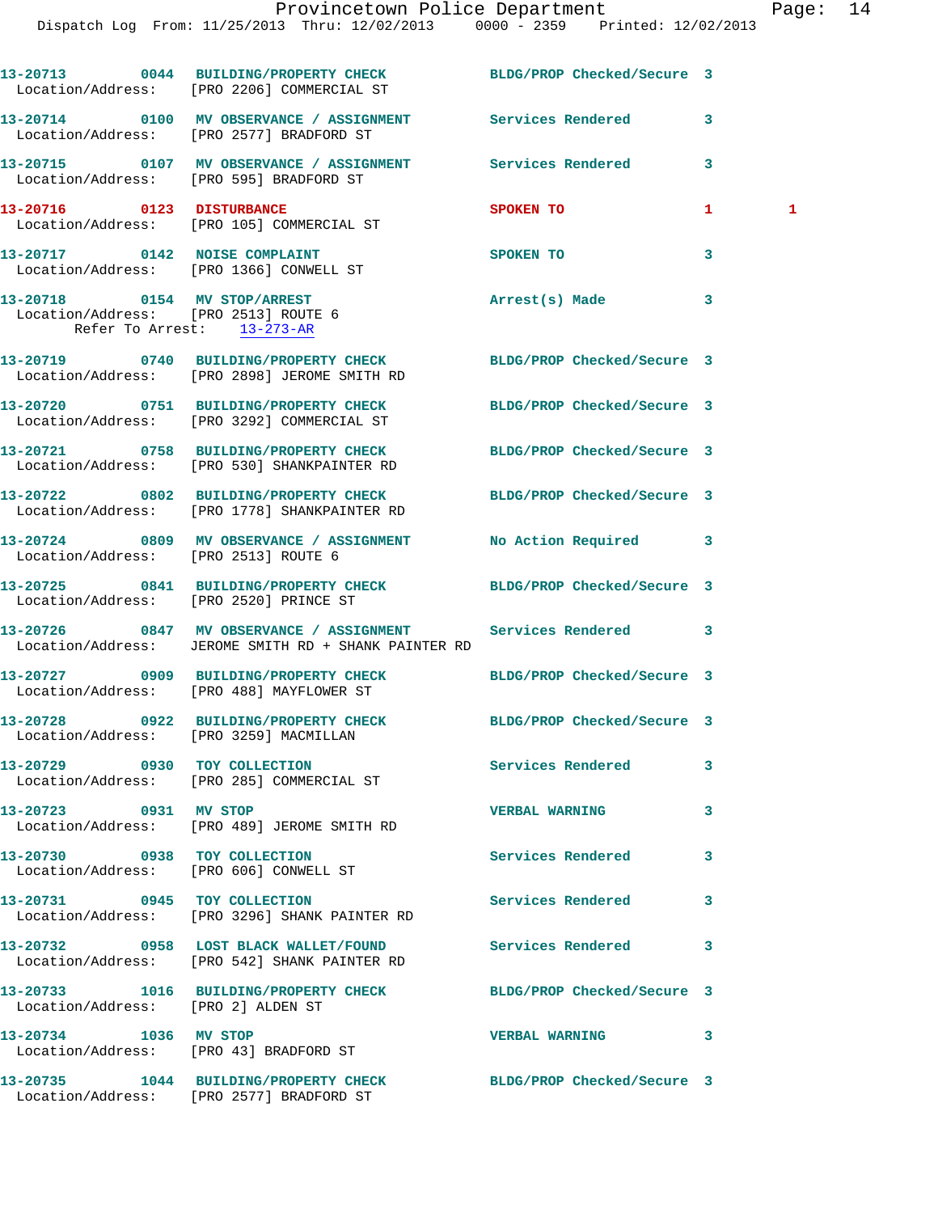13-20713 0044 BUILDING/PROPERTY CHECK BLDG/PROP Checked/Secure 3
Location/Address: [PRO 2206] COMMERCIAL ST

13-20714 0100 MV OBSERVANCE / ASSIGNMENT Services Rendered 3
Location/Address: [PRO 2577] BRADFORD ST

13-20715 0107 MV OBSERVANCE / ASSIGNMENT Services Rendered 3
Location/Address: [PRO 595] BRADFORD ST

13-20716 0123 DISTURBANCE SPOKEN TO 1 1
Location/Address: [PRO 105] COMMERCIAL ST

13-20717 0142 NOISE COMPLAINT SPOKEN TO 3
Location/Address: [PRO 1366] CONWELL ST

13-20718 0154 MV STOP/ARREST Arrest(s) Made 3
Location/Address: [PRO 2513] ROUTE 6
Refer To Arrest: 13-273-AR

13-20719 0740 BUILDING/PROPERTY CHECK BLDG/PROP Checked/Secure 3
Location/Address: [PRO 2898] JEROME SMITH RD

13-20720 0751 BUILDING/PROPERTY CHECK BLDG/PROP Checked/Secure 3
Location/Address: [PRO 3292] COMMERCIAL ST

13-20721 0758 BUILDING/PROPERTY CHECK BLDG/PROP Checked/Secure 3
Location/Address: [PRO 530] SHANKPAINTER RD

13-20722 0802 BUILDING/PROPERTY CHECK BLDG/PROP Checked/Secure 3
Location/Address: [PRO 1778] SHANKPAINTER RD

13-20724 0809 MV OBSERVANCE / ASSIGNMENT No Action Required 3
Location/Address: [PRO 2513] ROUTE 6

13-20725 0841 BUILDING/PROPERTY CHECK BLDG/PROP Checked/Secure 3
Location/Address: [PRO 2520] PRINCE ST

13-20726 0847 MV OBSERVANCE / ASSIGNMENT Services Rendered 3
Location/Address: JEROME SMITH RD + SHANK PAINTER RD

13-20727 0909 BUILDING/PROPERTY CHECK BLDG/PROP Checked/Secure 3
Location/Address: [PRO 488] MAYFLOWER ST

13-20728 0922 BUILDING/PROPERTY CHECK BLDG/PROP Checked/Secure 3
Location/Address: [PRO 3259] MACMILLAN

13-20729 0930 TOY COLLECTION Services Rendered 3
Location/Address: [PRO 285] COMMERCIAL ST

13-20723 0931 MV STOP VERBAL WARNING 3
Location/Address: [PRO 489] JEROME SMITH RD

13-20730 0938 TOY COLLECTION Services Rendered 3
Location/Address: [PRO 606] CONWELL ST

13-20731 0945 TOY COLLECTION Services Rendered 3
Location/Address: [PRO 3296] SHANK PAINTER RD

13-20732 0958 LOST BLACK WALLET/FOUND Services Rendered 3
Location/Address: [PRO 542] SHANK PAINTER RD

13-20733 1016 BUILDING/PROPERTY CHECK BLDG/PROP Checked/Secure 3
Location/Address: [PRO 2] ALDEN ST

13-20734 1036 MV STOP VERBAL WARNING 3
Location/Address: [PRO 43] BRADFORD ST

13-20735 1044 BUILDING/PROPERTY CHECK BLDG/PROP Checked/Secure 3
Location/Address: [PRO 2577] BRADFORD ST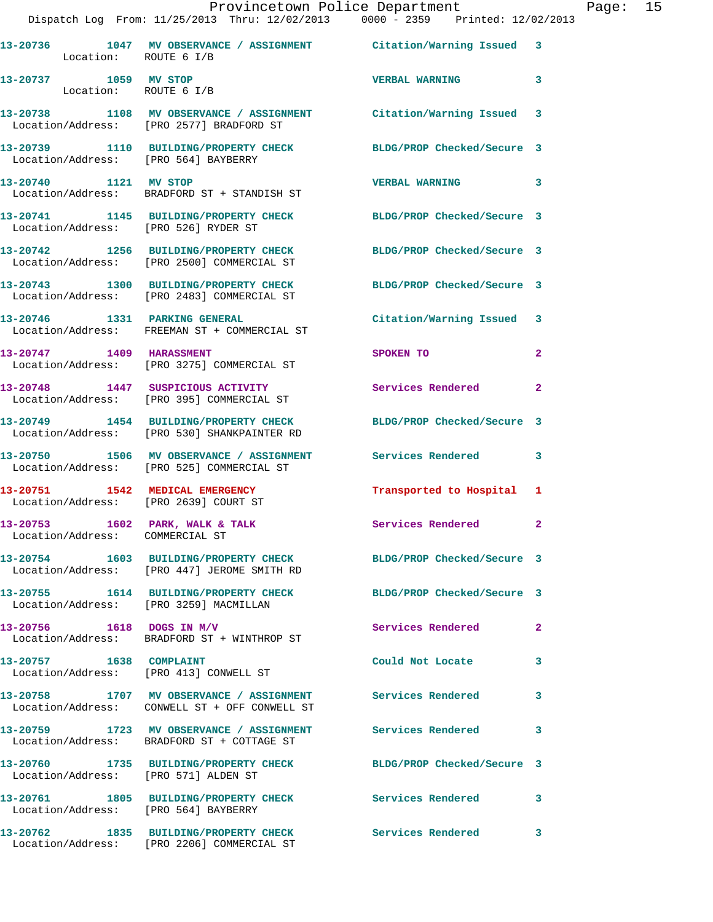13-20736 1047 MV OBSERVANCE / ASSIGNMENT Citation/Warning Issued 3
Location: ROUTE 6 I/B

13-20737 1059 MV STOP VERBAL WARNING 3
Location: ROUTE 6 I/B

13-20738 1108 MV OBSERVANCE / ASSIGNMENT Citation/Warning Issued 3
Location/Address: [PRO 2577] BRADFORD ST

13-20739 1110 BUILDING/PROPERTY CHECK BLDG/PROP Checked/Secure 3
Location/Address: [PRO 564] BAYBERRY

13-20740 1121 MV STOP VERBAL WARNING 3
Location/Address: BRADFORD ST + STANDISH ST

13-20741 1145 BUILDING/PROPERTY CHECK BLDG/PROP Checked/Secure 3
Location/Address: [PRO 526] RYDER ST

13-20742 1256 BUILDING/PROPERTY CHECK BLDG/PROP Checked/Secure 3
Location/Address: [PRO 2500] COMMERCIAL ST

13-20743 1300 BUILDING/PROPERTY CHECK BLDG/PROP Checked/Secure 3
Location/Address: [PRO 2483] COMMERCIAL ST

13-20746 1331 PARKING GENERAL Citation/Warning Issued 3
Location/Address: FREEMAN ST + COMMERCIAL ST

13-20747 1409 HARASSMENT SPOKEN TO 2
Location/Address: [PRO 3275] COMMERCIAL ST

13-20748 1447 SUSPICIOUS ACTIVITY Services Rendered 2
Location/Address: [PRO 395] COMMERCIAL ST

13-20749 1454 BUILDING/PROPERTY CHECK BLDG/PROP Checked/Secure 3
Location/Address: [PRO 530] SHANKPAINTER RD

13-20750 1506 MV OBSERVANCE / ASSIGNMENT Services Rendered 3
Location/Address: [PRO 525] COMMERCIAL ST

13-20751 1542 MEDICAL EMERGENCY Transported to Hospital 1
Location/Address: [PRO 2639] COURT ST

13-20753 1602 PARK, WALK & TALK Services Rendered 2
Location/Address: COMMERCIAL ST

13-20754 1603 BUILDING/PROPERTY CHECK BLDG/PROP Checked/Secure 3
Location/Address: [PRO 447] JEROME SMITH RD

13-20755 1614 BUILDING/PROPERTY CHECK BLDG/PROP Checked/Secure 3
Location/Address: [PRO 3259] MACMILLAN

13-20756 1618 DOGS IN M/V Services Rendered 2
Location/Address: BRADFORD ST + WINTHROP ST

13-20757 1638 COMPLAINT Could Not Locate 3
Location/Address: [PRO 413] CONWELL ST

13-20758 1707 MV OBSERVANCE / ASSIGNMENT Services Rendered 3
Location/Address: CONWELL ST + OFF CONWELL ST

13-20759 1723 MV OBSERVANCE / ASSIGNMENT Services Rendered 3
Location/Address: BRADFORD ST + COTTAGE ST

13-20760 1735 BUILDING/PROPERTY CHECK BLDG/PROP Checked/Secure 3
Location/Address: [PRO 571] ALDEN ST

13-20761 1805 BUILDING/PROPERTY CHECK Services Rendered 3
Location/Address: [PRO 564] BAYBERRY

13-20762 1835 BUILDING/PROPERTY CHECK Services Rendered 3
Location/Address: [PRO 2206] COMMERCIAL ST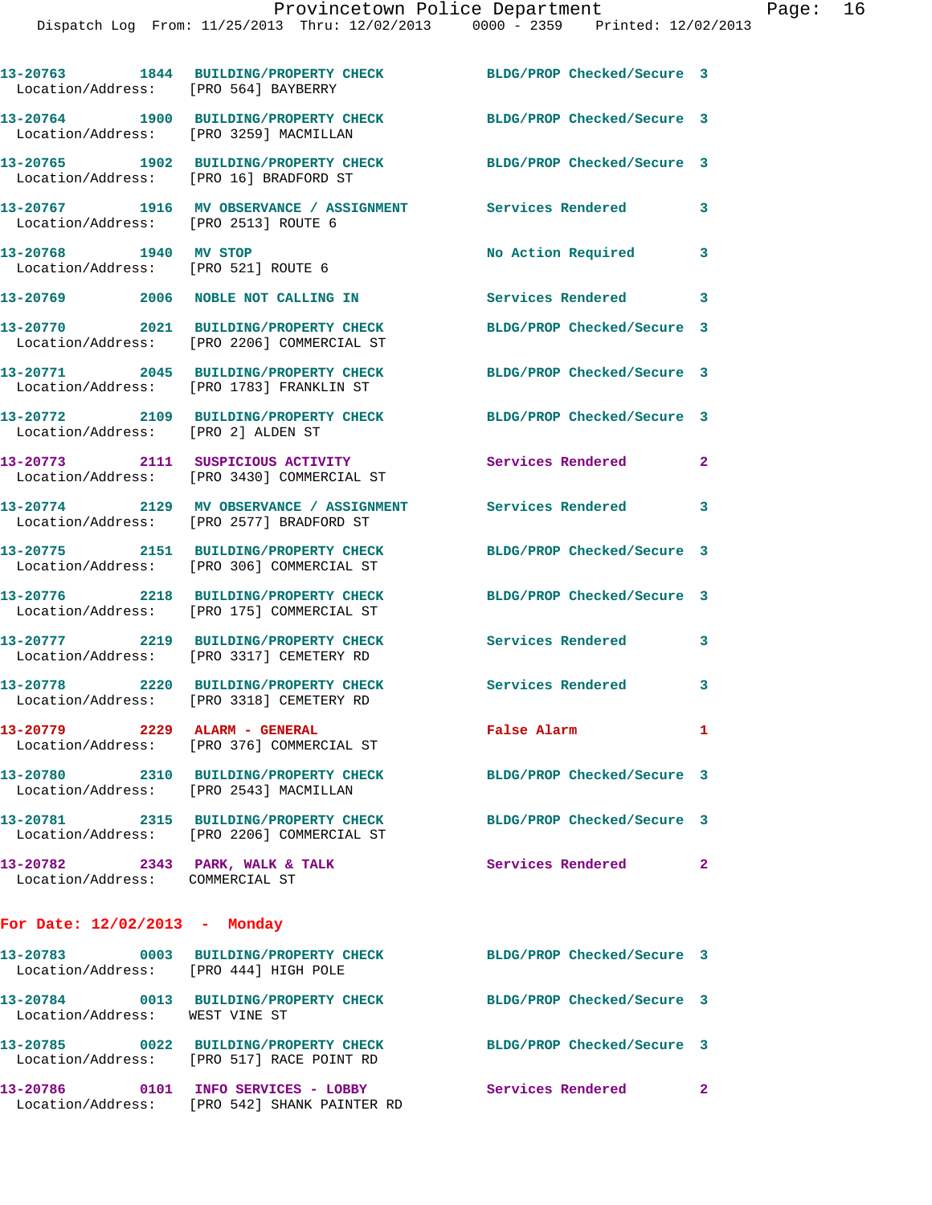13-20763 1844 BUILDING/PROPERTY CHECK BLDG/PROP Checked/Secure 3
Location/Address: [PRO 564] BAYBERRY

13-20764 1900 BUILDING/PROPERTY CHECK BLDG/PROP Checked/Secure 3
Location/Address: [PRO 3259] MACMILLAN

13-20765 1902 BUILDING/PROPERTY CHECK BLDG/PROP Checked/Secure 3
Location/Address: [PRO 16] BRADFORD ST

13-20767 1916 MV OBSERVANCE / ASSIGNMENT Services Rendered 3
Location/Address: [PRO 2513] ROUTE 6

13-20768 1940 MV STOP No Action Required 3
Location/Address: [PRO 521] ROUTE 6

13-20769 2006 NOBLE NOT CALLING IN Services Rendered 3

13-20770 2021 BUILDING/PROPERTY CHECK BLDG/PROP Checked/Secure 3
Location/Address: [PRO 2206] COMMERCIAL ST

13-20771 2045 BUILDING/PROPERTY CHECK BLDG/PROP Checked/Secure 3
Location/Address: [PRO 1783] FRANKLIN ST

13-20772 2109 BUILDING/PROPERTY CHECK BLDG/PROP Checked/Secure 3
Location/Address: [PRO 2] ALDEN ST

13-20773 2111 SUSPICIOUS ACTIVITY Services Rendered 2
Location/Address: [PRO 3430] COMMERCIAL ST

13-20774 2129 MV OBSERVANCE / ASSIGNMENT Services Rendered 3
Location/Address: [PRO 2577] BRADFORD ST

13-20775 2151 BUILDING/PROPERTY CHECK BLDG/PROP Checked/Secure 3
Location/Address: [PRO 306] COMMERCIAL ST

13-20776 2218 BUILDING/PROPERTY CHECK BLDG/PROP Checked/Secure 3
Location/Address: [PRO 175] COMMERCIAL ST

13-20777 2219 BUILDING/PROPERTY CHECK Services Rendered 3
Location/Address: [PRO 3317] CEMETERY RD

13-20778 2220 BUILDING/PROPERTY CHECK Services Rendered 3
Location/Address: [PRO 3318] CEMETERY RD

13-20779 2229 ALARM - GENERAL False Alarm 1
Location/Address: [PRO 376] COMMERCIAL ST

13-20780 2310 BUILDING/PROPERTY CHECK BLDG/PROP Checked/Secure 3
Location/Address: [PRO 2543] MACMILLAN

13-20781 2315 BUILDING/PROPERTY CHECK BLDG/PROP Checked/Secure 3
Location/Address: [PRO 2206] COMMERCIAL ST

13-20782 2343 PARK, WALK & TALK Services Rendered 2
Location/Address: COMMERCIAL ST

**For Date: 12/02/2013 - Monday**

13-20783 0003 BUILDING/PROPERTY CHECK BLDG/PROP Checked/Secure 3
Location/Address: [PRO 444] HIGH POLE

13-20784 0013 BUILDING/PROPERTY CHECK BLDG/PROP Checked/Secure 3
Location/Address: WEST VINE ST

13-20785 0022 BUILDING/PROPERTY CHECK BLDG/PROP Checked/Secure 3
Location/Address: [PRO 517] RACE POINT RD

13-20786 0101 INFO SERVICES - LOBBY Services Rendered 2
Location/Address: [PRO 542] SHANK PAINTER RD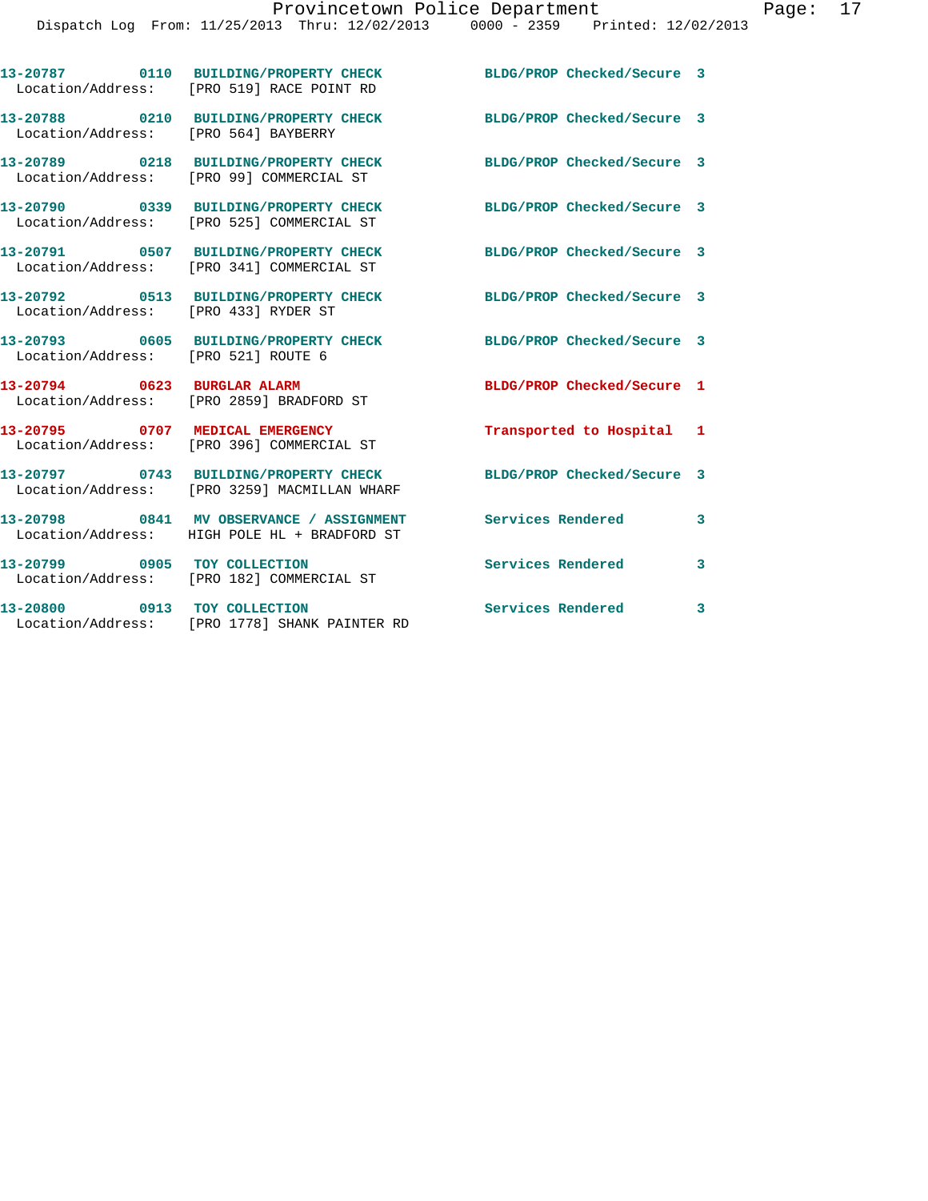13-20787 0110 BUILDING/PROPERTY CHECK BLDG/PROP Checked/Secure 3
Location/Address: [PRO 519] RACE POINT RD

13-20788 0210 BUILDING/PROPERTY CHECK BLDG/PROP Checked/Secure 3
Location/Address: [PRO 564] BAYBERRY

13-20789 0218 BUILDING/PROPERTY CHECK BLDG/PROP Checked/Secure 3
Location/Address: [PRO 99] COMMERCIAL ST

13-20790 0339 BUILDING/PROPERTY CHECK BLDG/PROP Checked/Secure 3
Location/Address: [PRO 525] COMMERCIAL ST

13-20791 0507 BUILDING/PROPERTY CHECK BLDG/PROP Checked/Secure 3
Location/Address: [PRO 341] COMMERCIAL ST

13-20792 0513 BUILDING/PROPERTY CHECK BLDG/PROP Checked/Secure 3
Location/Address: [PRO 433] RYDER ST

13-20793 0605 BUILDING/PROPERTY CHECK BLDG/PROP Checked/Secure 3
Location/Address: [PRO 521] ROUTE 6

13-20794 0623 BURGLAR ALARM BLDG/PROP Checked/Secure 1
Location/Address: [PRO 2859] BRADFORD ST

13-20795 0707 MEDICAL EMERGENCY Transported to Hospital 1
Location/Address: [PRO 396] COMMERCIAL ST

13-20797 0743 BUILDING/PROPERTY CHECK BLDG/PROP Checked/Secure 3
Location/Address: [PRO 3259] MACMILLAN WHARF

13-20798 0841 MV OBSERVANCE / ASSIGNMENT Services Rendered 3
Location/Address: HIGH POLE HL + BRADFORD ST

13-20799 0905 TOY COLLECTION Services Rendered 3
Location/Address: [PRO 182] COMMERCIAL ST

13-20800 0913 TOY COLLECTION Services Rendered 3
Location/Address: [PRO 1778] SHANK PAINTER RD